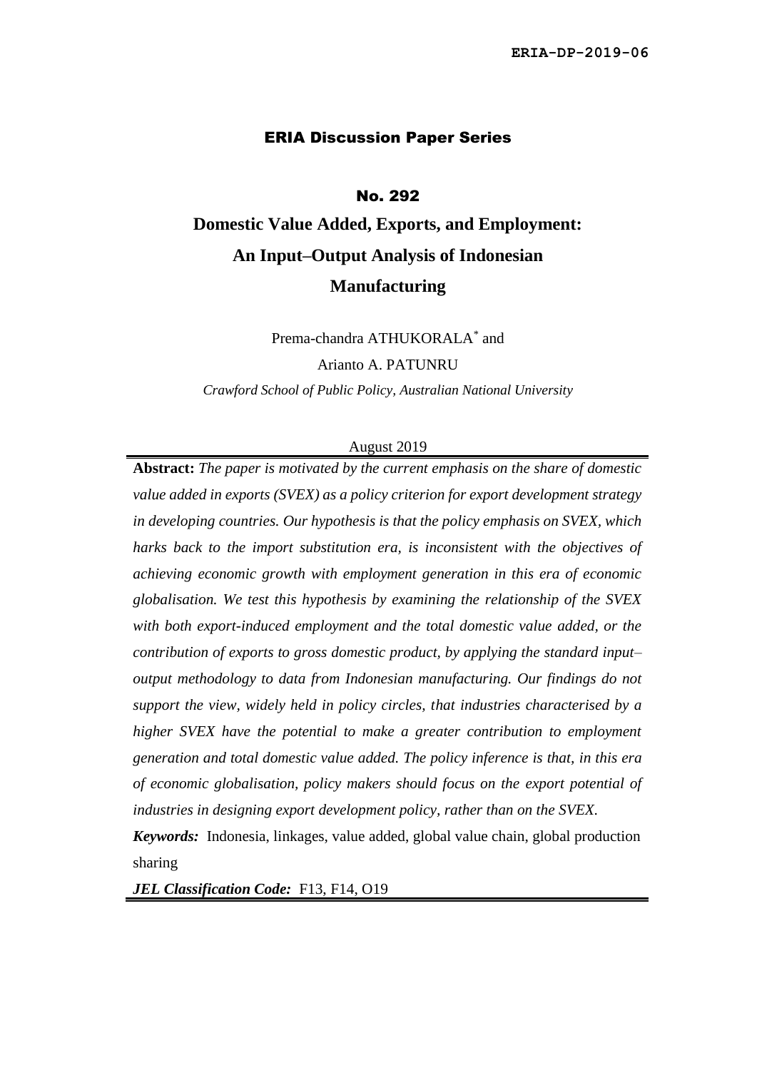ERIA-DP-2019-06

ERIA Discussion Paper Series

No. 292

# Domestic Value Added, Exports, and Employment: An Input–Output Analysis of Indonesian Manufacturing

Prema-chandra ATHUKORALA[*] and

Arianto A. PATUNRU

*Crawford School of Public Policy, Australian National University*

August 2019

**Abstract:** *The paper is motivated by the current emphasis on the share of domestic value added in exports (SVEX) as a policy criterion for export development strategy in developing countries. Our hypothesis is that the policy emphasis on SVEX, which harks back to the import substitution era, is inconsistent with the objectives of achieving economic growth with employment generation in this era of economic globalisation. We test this hypothesis by examining the relationship of the SVEX with both export-induced employment and the total domestic value added, or the contribution of exports to gross domestic product, by applying the standard input–output methodology to data from Indonesian manufacturing. Our findings do not support the view, widely held in policy circles, that industries characterised by a higher SVEX have the potential to make a greater contribution to employment generation and total domestic value added. The policy inference is that, in this era of economic globalisation, policy makers should focus on the export potential of industries in designing export development policy, rather than on the SVEX.*

***Keywords:*** Indonesia, linkages, value added, global value chain, global production sharing

***JEL Classification Code:*** F13, F14, O19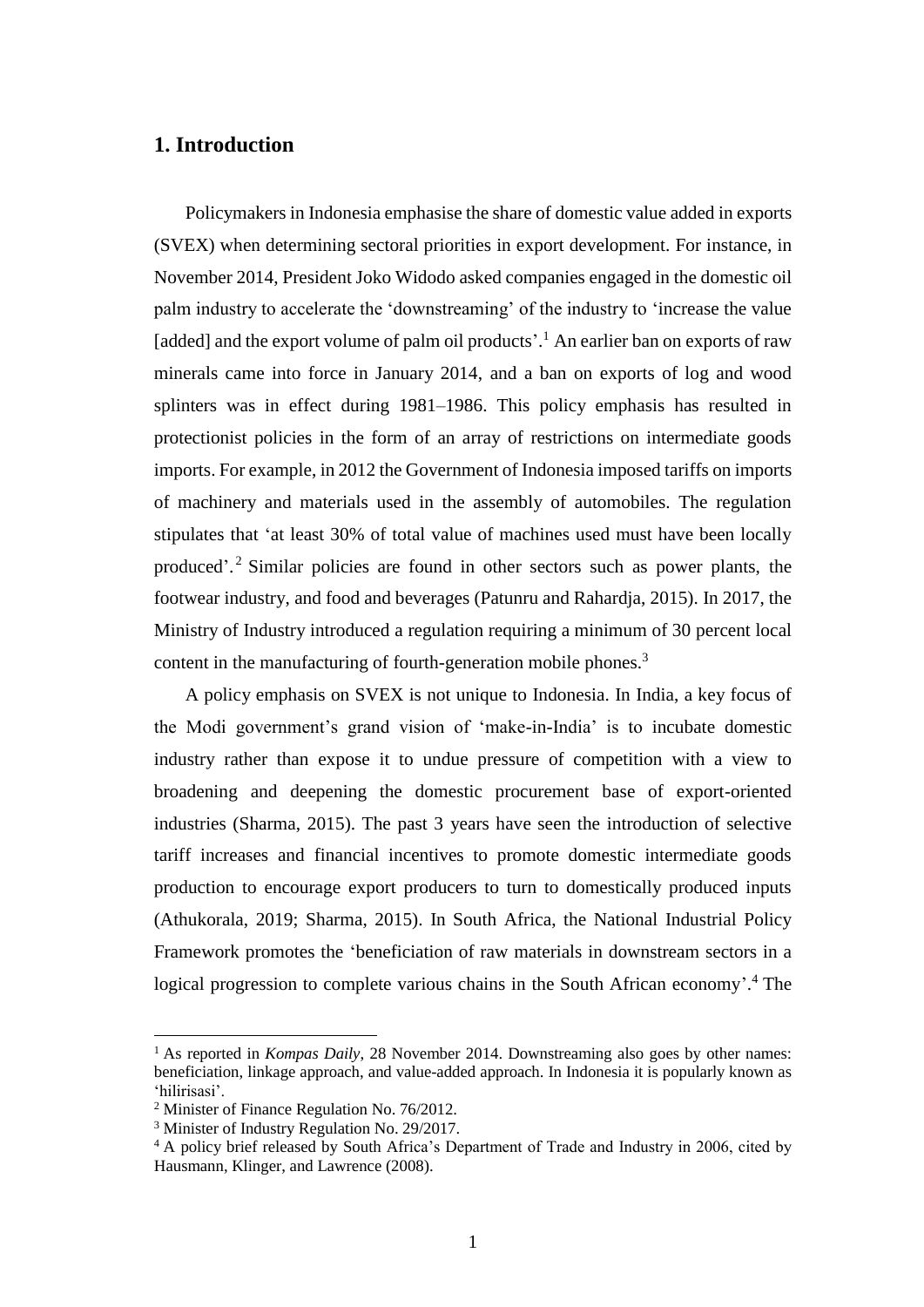## 1. Introduction

Policymakers in Indonesia emphasise the share of domestic value added in exports (SVEX) when determining sectoral priorities in export development. For instance, in November 2014, President Joko Widodo asked companies engaged in the domestic oil palm industry to accelerate the 'downstreaming' of the industry to 'increase the value [added] and the export volume of palm oil products'.[1] An earlier ban on exports of raw minerals came into force in January 2014, and a ban on exports of log and wood splinters was in effect during 1981–1986. This policy emphasis has resulted in protectionist policies in the form of an array of restrictions on intermediate goods imports. For example, in 2012 the Government of Indonesia imposed tariffs on imports of machinery and materials used in the assembly of automobiles. The regulation stipulates that 'at least 30% of total value of machines used must have been locally produced'.[2] Similar policies are found in other sectors such as power plants, the footwear industry, and food and beverages (Patunru and Rahardja, 2015). In 2017, the Ministry of Industry introduced a regulation requiring a minimum of 30 percent local content in the manufacturing of fourth-generation mobile phones.[3]

A policy emphasis on SVEX is not unique to Indonesia. In India, a key focus of the Modi government's grand vision of 'make-in-India' is to incubate domestic industry rather than expose it to undue pressure of competition with a view to broadening and deepening the domestic procurement base of export-oriented industries (Sharma, 2015). The past 3 years have seen the introduction of selective tariff increases and financial incentives to promote domestic intermediate goods production to encourage export producers to turn to domestically produced inputs (Athukorala, 2019; Sharma, 2015). In South Africa, the National Industrial Policy Framework promotes the 'beneficiation of raw materials in downstream sectors in a logical progression to complete various chains in the South African economy'.[4] The

[1] As reported in *Kompas Daily*, 28 November 2014. Downstreaming also goes by other names: beneficiation, linkage approach, and value-added approach. In Indonesia it is popularly known as 'hilirisasi'.

[2] Minister of Finance Regulation No. 76/2012.

[3] Minister of Industry Regulation No. 29/2017.

[4] A policy brief released by South Africa's Department of Trade and Industry in 2006, cited by Hausmann, Klinger, and Lawrence (2008).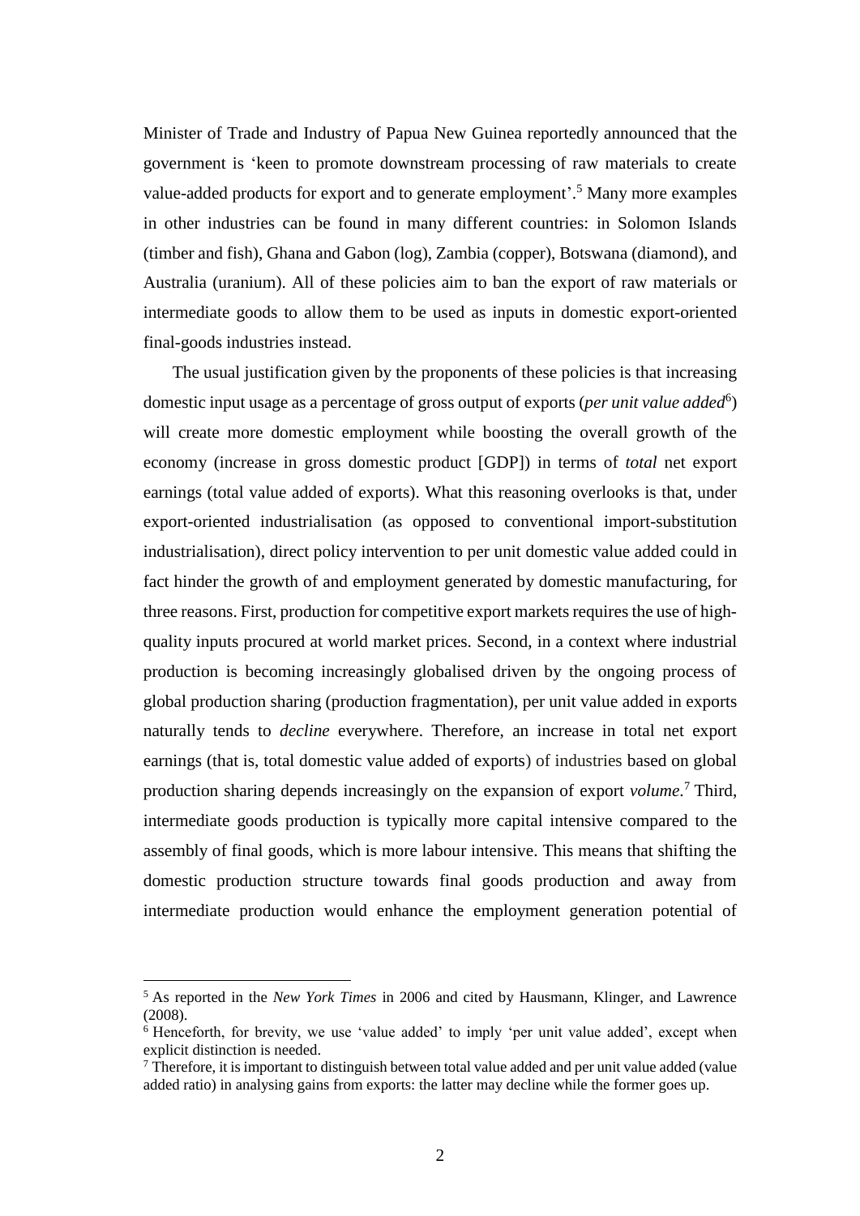Minister of Trade and Industry of Papua New Guinea reportedly announced that the government is 'keen to promote downstream processing of raw materials to create value-added products for export and to generate employment'.[5] Many more examples in other industries can be found in many different countries: in Solomon Islands (timber and fish), Ghana and Gabon (log), Zambia (copper), Botswana (diamond), and Australia (uranium). All of these policies aim to ban the export of raw materials or intermediate goods to allow them to be used as inputs in domestic export-oriented final-goods industries instead.

The usual justification given by the proponents of these policies is that increasing domestic input usage as a percentage of gross output of exports (*per unit value added*[6]) will create more domestic employment while boosting the overall growth of the economy (increase in gross domestic product [GDP]) in terms of *total* net export earnings (total value added of exports). What this reasoning overlooks is that, under export-oriented industrialisation (as opposed to conventional import-substitution industrialisation), direct policy intervention to per unit domestic value added could in fact hinder the growth of and employment generated by domestic manufacturing, for three reasons. First, production for competitive export markets requires the use of high-quality inputs procured at world market prices. Second, in a context where industrial production is becoming increasingly globalised driven by the ongoing process of global production sharing (production fragmentation), per unit value added in exports naturally tends to *decline* everywhere. Therefore, an increase in total net export earnings (that is, total domestic value added of exports) of industries based on global production sharing depends increasingly on the expansion of export *volume*.[7] Third, intermediate goods production is typically more capital intensive compared to the assembly of final goods, which is more labour intensive. This means that shifting the domestic production structure towards final goods production and away from intermediate production would enhance the employment generation potential of

---

[5] As reported in the *New York Times* in 2006 and cited by Hausmann, Klinger, and Lawrence (2008).

[6] Henceforth, for brevity, we use 'value added' to imply 'per unit value added', except when explicit distinction is needed.

[7] Therefore, it is important to distinguish between total value added and per unit value added (value added ratio) in analysing gains from exports: the latter may decline while the former goes up.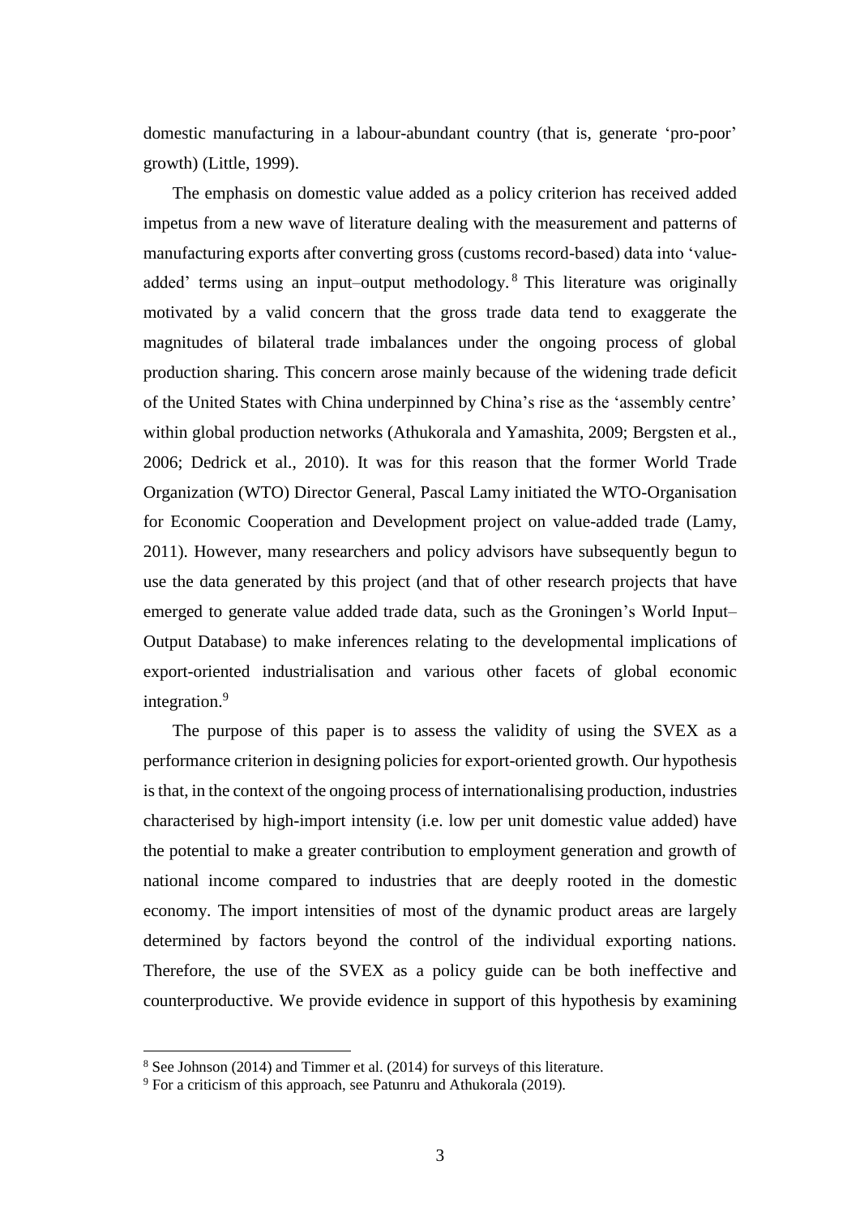domestic manufacturing in a labour-abundant country (that is, generate 'pro-poor' growth) (Little, 1999).

The emphasis on domestic value added as a policy criterion has received added impetus from a new wave of literature dealing with the measurement and patterns of manufacturing exports after converting gross (customs record-based) data into 'value-added' terms using an input–output methodology.[8] This literature was originally motivated by a valid concern that the gross trade data tend to exaggerate the magnitudes of bilateral trade imbalances under the ongoing process of global production sharing. This concern arose mainly because of the widening trade deficit of the United States with China underpinned by China's rise as the 'assembly centre' within global production networks (Athukorala and Yamashita, 2009; Bergsten et al., 2006; Dedrick et al., 2010). It was for this reason that the former World Trade Organization (WTO) Director General, Pascal Lamy initiated the WTO-Organisation for Economic Cooperation and Development project on value-added trade (Lamy, 2011). However, many researchers and policy advisors have subsequently begun to use the data generated by this project (and that of other research projects that have emerged to generate value added trade data, such as the Groningen's World Input–Output Database) to make inferences relating to the developmental implications of export-oriented industrialisation and various other facets of global economic integration.[9]

The purpose of this paper is to assess the validity of using the SVEX as a performance criterion in designing policies for export-oriented growth. Our hypothesis is that, in the context of the ongoing process of internationalising production, industries characterised by high-import intensity (i.e. low per unit domestic value added) have the potential to make a greater contribution to employment generation and growth of national income compared to industries that are deeply rooted in the domestic economy. The import intensities of most of the dynamic product areas are largely determined by factors beyond the control of the individual exporting nations. Therefore, the use of the SVEX as a policy guide can be both ineffective and counterproductive. We provide evidence in support of this hypothesis by examining

---

[8] See Johnson (2014) and Timmer et al. (2014) for surveys of this literature.

[9] For a criticism of this approach, see Patunru and Athukorala (2019).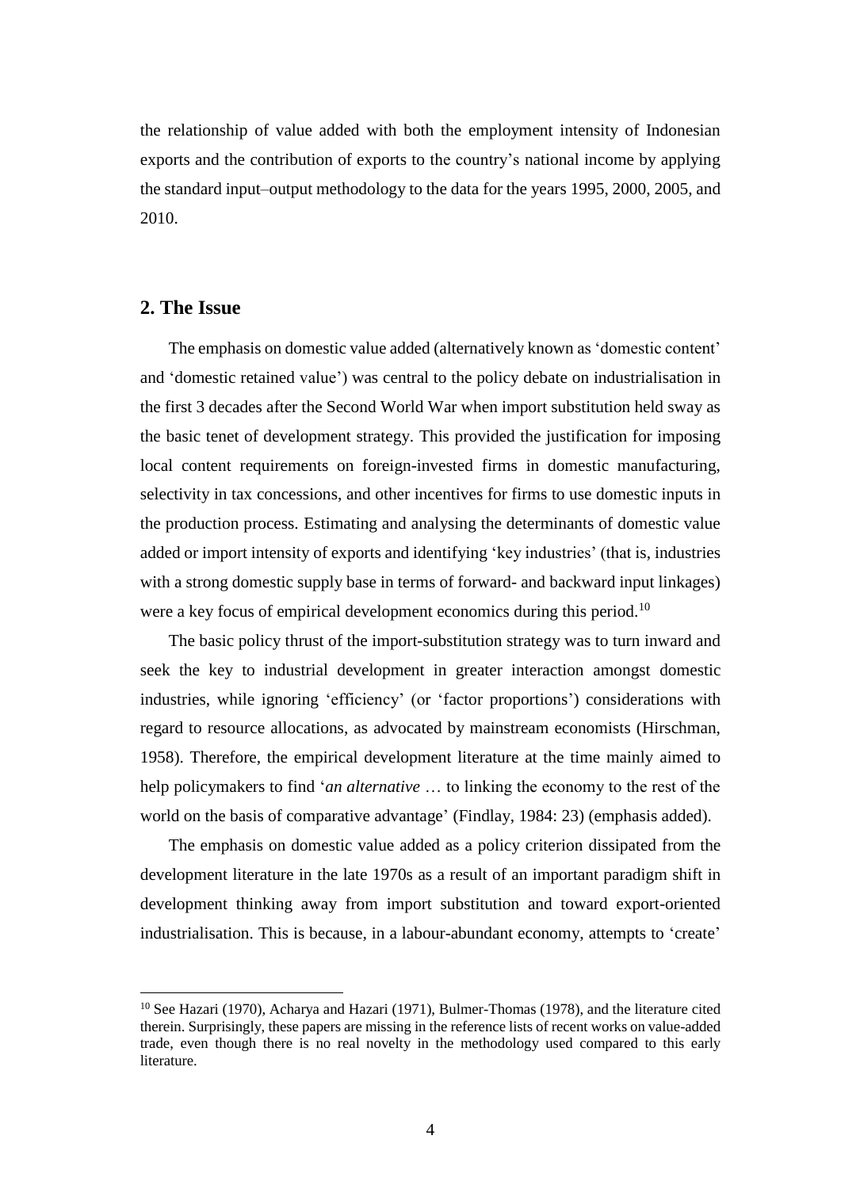the relationship of value added with both the employment intensity of Indonesian exports and the contribution of exports to the country's national income by applying the standard input–output methodology to the data for the years 1995, 2000, 2005, and 2010.

## 2. The Issue

The emphasis on domestic value added (alternatively known as 'domestic content' and 'domestic retained value') was central to the policy debate on industrialisation in the first 3 decades after the Second World War when import substitution held sway as the basic tenet of development strategy. This provided the justification for imposing local content requirements on foreign-invested firms in domestic manufacturing, selectivity in tax concessions, and other incentives for firms to use domestic inputs in the production process. Estimating and analysing the determinants of domestic value added or import intensity of exports and identifying 'key industries' (that is, industries with a strong domestic supply base in terms of forward- and backward input linkages) were a key focus of empirical development economics during this period.[10]

The basic policy thrust of the import-substitution strategy was to turn inward and seek the key to industrial development in greater interaction amongst domestic industries, while ignoring 'efficiency' (or 'factor proportions') considerations with regard to resource allocations, as advocated by mainstream economists (Hirschman, 1958). Therefore, the empirical development literature at the time mainly aimed to help policymakers to find '*an alternative* … to linking the economy to the rest of the world on the basis of comparative advantage' (Findlay, 1984: 23) (emphasis added).

The emphasis on domestic value added as a policy criterion dissipated from the development literature in the late 1970s as a result of an important paradigm shift in development thinking away from import substitution and toward export-oriented industrialisation. This is because, in a labour-abundant economy, attempts to 'create'

[10] See Hazari (1970), Acharya and Hazari (1971), Bulmer-Thomas (1978), and the literature cited therein. Surprisingly, these papers are missing in the reference lists of recent works on value-added trade, even though there is no real novelty in the methodology used compared to this early literature.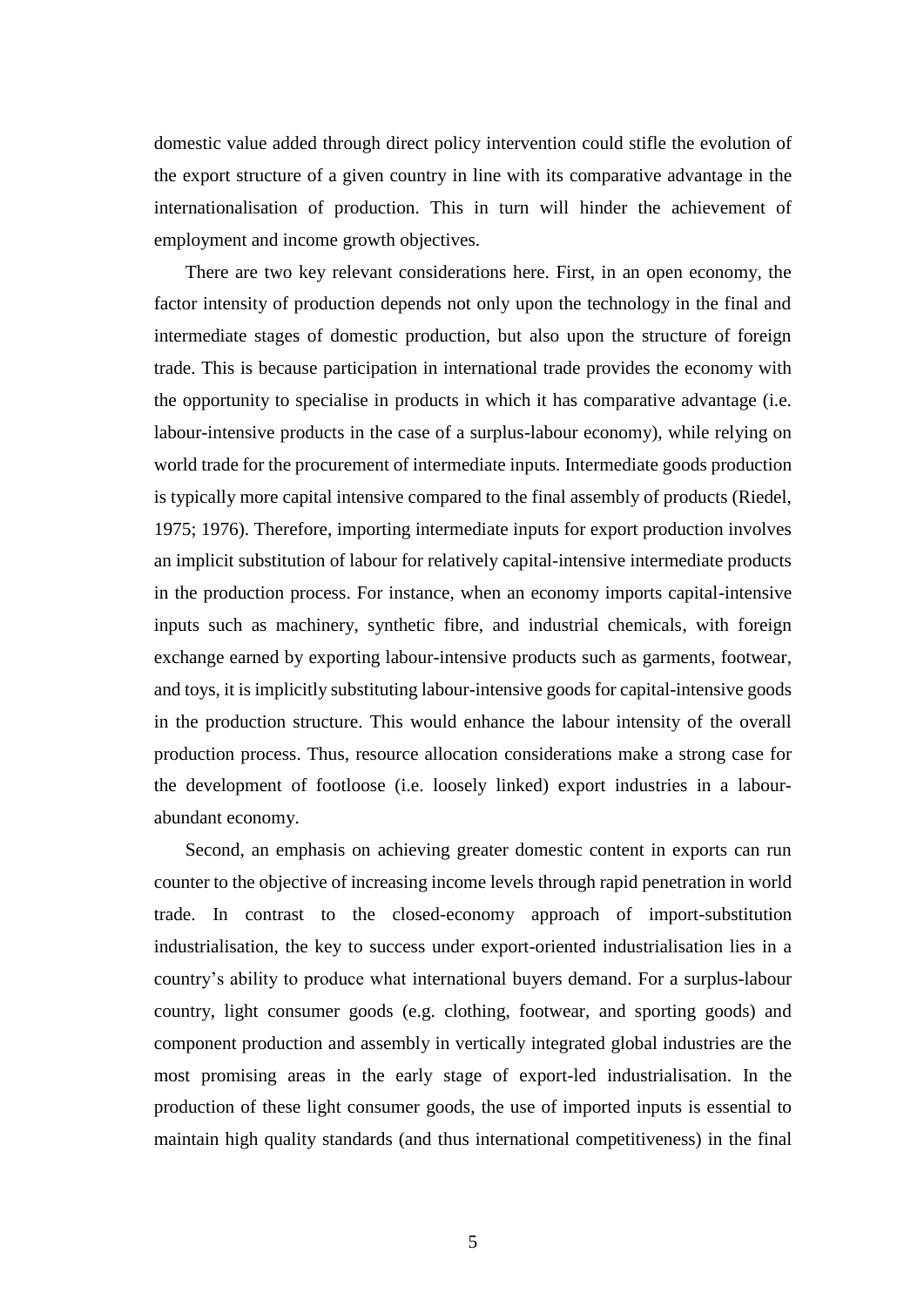domestic value added through direct policy intervention could stifle the evolution of the export structure of a given country in line with its comparative advantage in the internationalisation of production. This in turn will hinder the achievement of employment and income growth objectives.

There are two key relevant considerations here. First, in an open economy, the factor intensity of production depends not only upon the technology in the final and intermediate stages of domestic production, but also upon the structure of foreign trade. This is because participation in international trade provides the economy with the opportunity to specialise in products in which it has comparative advantage (i.e. labour-intensive products in the case of a surplus-labour economy), while relying on world trade for the procurement of intermediate inputs. Intermediate goods production is typically more capital intensive compared to the final assembly of products (Riedel, 1975; 1976). Therefore, importing intermediate inputs for export production involves an implicit substitution of labour for relatively capital-intensive intermediate products in the production process. For instance, when an economy imports capital-intensive inputs such as machinery, synthetic fibre, and industrial chemicals, with foreign exchange earned by exporting labour-intensive products such as garments, footwear, and toys, it is implicitly substituting labour-intensive goods for capital-intensive goods in the production structure. This would enhance the labour intensity of the overall production process. Thus, resource allocation considerations make a strong case for the development of footloose (i.e. loosely linked) export industries in a labour-abundant economy.

Second, an emphasis on achieving greater domestic content in exports can run counter to the objective of increasing income levels through rapid penetration in world trade. In contrast to the closed-economy approach of import-substitution industrialisation, the key to success under export-oriented industrialisation lies in a country's ability to produce what international buyers demand. For a surplus-labour country, light consumer goods (e.g. clothing, footwear, and sporting goods) and component production and assembly in vertically integrated global industries are the most promising areas in the early stage of export-led industrialisation. In the production of these light consumer goods, the use of imported inputs is essential to maintain high quality standards (and thus international competitiveness) in the final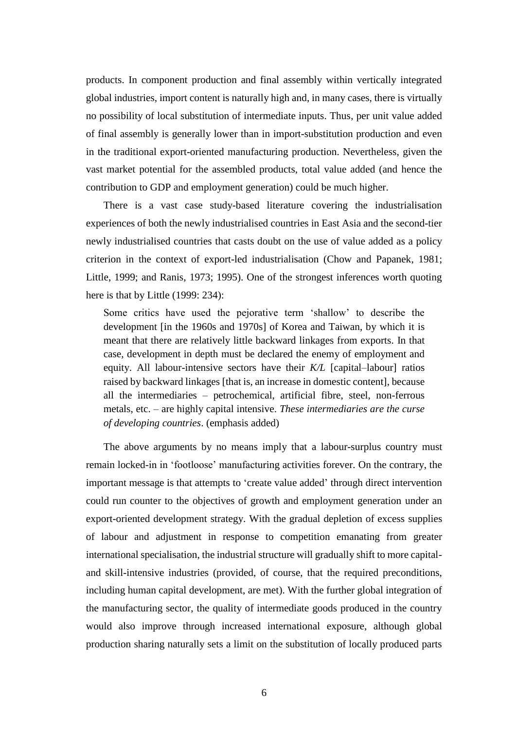products. In component production and final assembly within vertically integrated global industries, import content is naturally high and, in many cases, there is virtually no possibility of local substitution of intermediate inputs. Thus, per unit value added of final assembly is generally lower than in import-substitution production and even in the traditional export-oriented manufacturing production. Nevertheless, given the vast market potential for the assembled products, total value added (and hence the contribution to GDP and employment generation) could be much higher.

There is a vast case study-based literature covering the industrialisation experiences of both the newly industrialised countries in East Asia and the second-tier newly industrialised countries that casts doubt on the use of value added as a policy criterion in the context of export-led industrialisation (Chow and Papanek, 1981; Little, 1999; and Ranis, 1973; 1995). One of the strongest inferences worth quoting here is that by Little (1999: 234):

> Some critics have used the pejorative term 'shallow' to describe the development [in the 1960s and 1970s] of Korea and Taiwan, by which it is meant that there are relatively little backward linkages from exports. In that case, development in depth must be declared the enemy of employment and equity. All labour-intensive sectors have their *K/L* [capital–labour] ratios raised by backward linkages [that is, an increase in domestic content], because all the intermediaries – petrochemical, artificial fibre, steel, non-ferrous metals, etc. – are highly capital intensive. *These intermediaries are the curse of developing countries*. (emphasis added)

The above arguments by no means imply that a labour-surplus country must remain locked-in in 'footloose' manufacturing activities forever. On the contrary, the important message is that attempts to 'create value added' through direct intervention could run counter to the objectives of growth and employment generation under an export-oriented development strategy. With the gradual depletion of excess supplies of labour and adjustment in response to competition emanating from greater international specialisation, the industrial structure will gradually shift to more capital- and skill-intensive industries (provided, of course, that the required preconditions, including human capital development, are met). With the further global integration of the manufacturing sector, the quality of intermediate goods produced in the country would also improve through increased international exposure, although global production sharing naturally sets a limit on the substitution of locally produced parts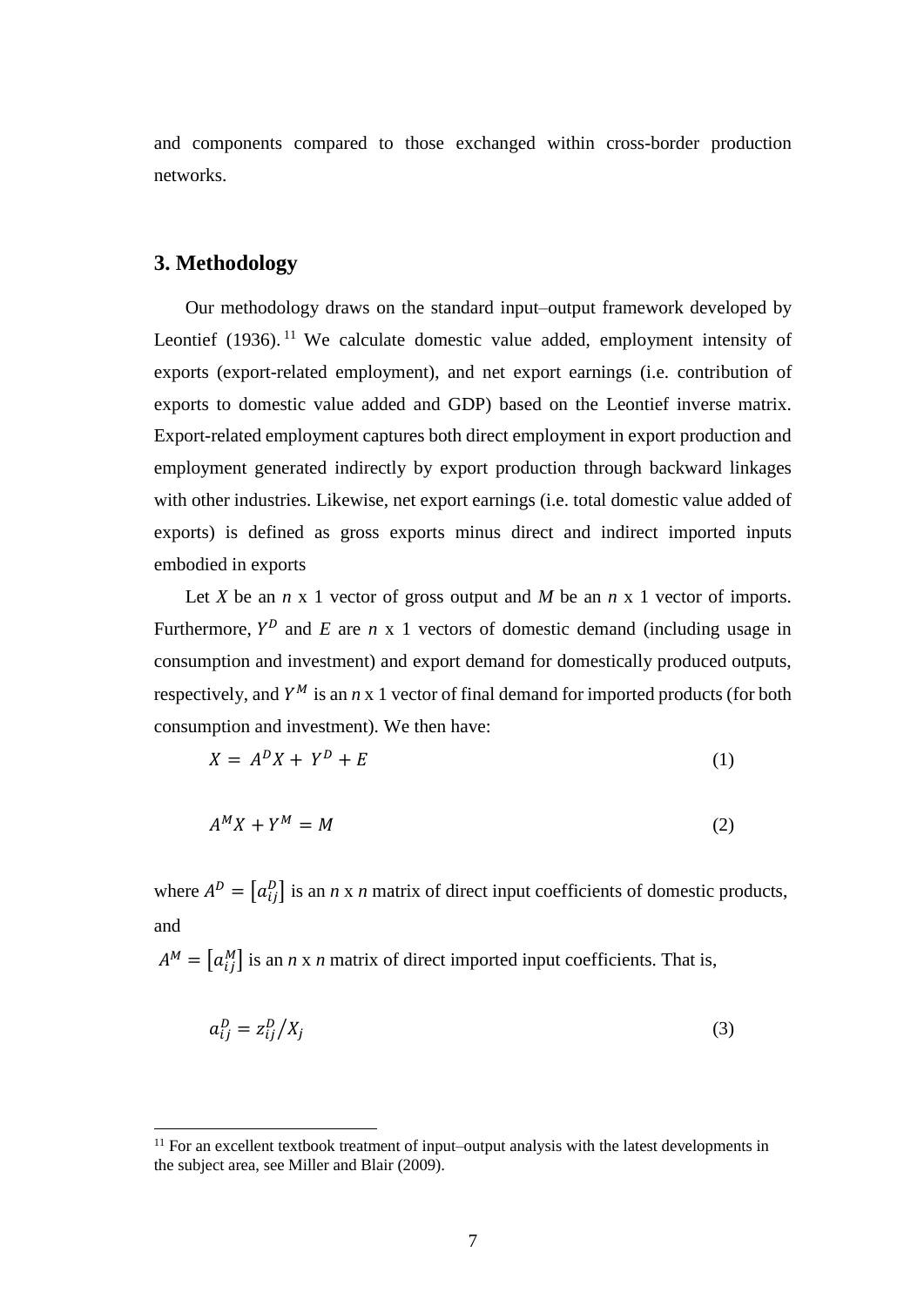and components compared to those exchanged within cross-border production networks.

## 3. Methodology

Our methodology draws on the standard input–output framework developed by Leontief (1936).[11] We calculate domestic value added, employment intensity of exports (export-related employment), and net export earnings (i.e. contribution of exports to domestic value added and GDP) based on the Leontief inverse matrix. Export-related employment captures both direct employment in export production and employment generated indirectly by export production through backward linkages with other industries. Likewise, net export earnings (i.e. total domestic value added of exports) is defined as gross exports minus direct and indirect imported inputs embodied in exports

Let $X$ be an $n$ x 1 vector of gross output and $M$ be an $n$ x 1 vector of imports. Furthermore, $Y^D$ and $E$ are $n$ x 1 vectors of domestic demand (including usage in consumption and investment) and export demand for domestically produced outputs, respectively, and $Y^M$ is an $n$ x 1 vector of final demand for imported products (for both consumption and investment). We then have:

$$X = A^D X + Y^D + E \tag{1}$$

$$A^M X + Y^M = M \tag{2}$$

where $A^D = \left[a_{ij}^D\right]$ is an $n$ x $n$ matrix of direct input coefficients of domestic products, and

$A^M = \left[a_{ij}^M\right]$ is an $n$ x $n$ matrix of direct imported input coefficients. That is,

$$a_{ij}^D = z_{ij}^D / X_j \tag{3}$$

[11] For an excellent textbook treatment of input–output analysis with the latest developments in the subject area, see Miller and Blair (2009).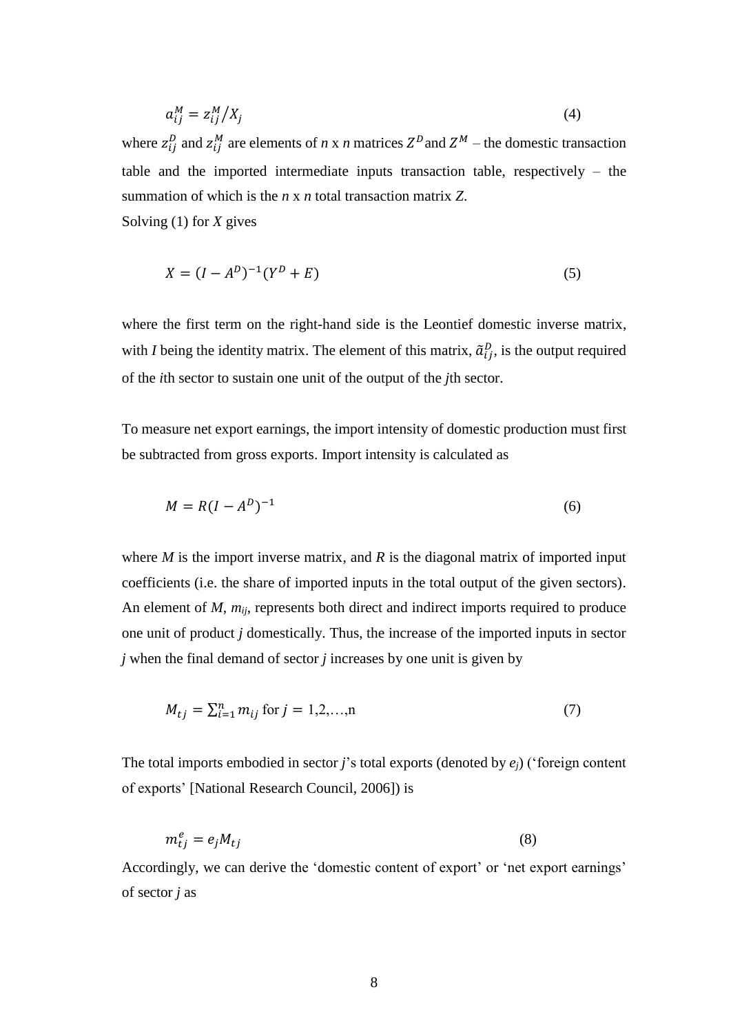$$a_{ij}^{M} = z_{ij}^{M} / X_j \tag{4}$$

where $z_{ij}^{D}$ and $z_{ij}^{M}$ are elements of *n* x *n* matrices $Z^D$ and $Z^M$ – the domestic transaction table and the imported intermediate inputs transaction table, respectively – the summation of which is the *n* x *n* total transaction matrix *Z*.

Solving (1) for *X* gives

$$X = (I - A^D)^{-1}(Y^D + E) \tag{5}$$

where the first term on the right-hand side is the Leontief domestic inverse matrix, with *I* being the identity matrix. The element of this matrix, $\tilde{a}_{ij}^{D}$, is the output required of the *i*th sector to sustain one unit of the output of the *j*th sector.

To measure net export earnings, the import intensity of domestic production must first be subtracted from gross exports. Import intensity is calculated as

$$M = R(I - A^D)^{-1} \tag{6}$$

where *M* is the import inverse matrix, and *R* is the diagonal matrix of imported input coefficients (i.e. the share of imported inputs in the total output of the given sectors). An element of *M*, $m_{ij}$, represents both direct and indirect imports required to produce one unit of product *j* domestically. Thus, the increase of the imported inputs in sector *j* when the final demand of sector *j* increases by one unit is given by

$$M_{tj} = \sum_{i=1}^{n} m_{ij} \text{ for } j = 1,2,\ldots,\text{n} \tag{7}$$

The total imports embodied in sector *j*'s total exports (denoted by $e_j$) ('foreign content of exports' [National Research Council, 2006]) is

$$m_{tj}^{e} = e_j M_{tj} \tag{8}$$

Accordingly, we can derive the 'domestic content of export' or 'net export earnings' of sector *j* as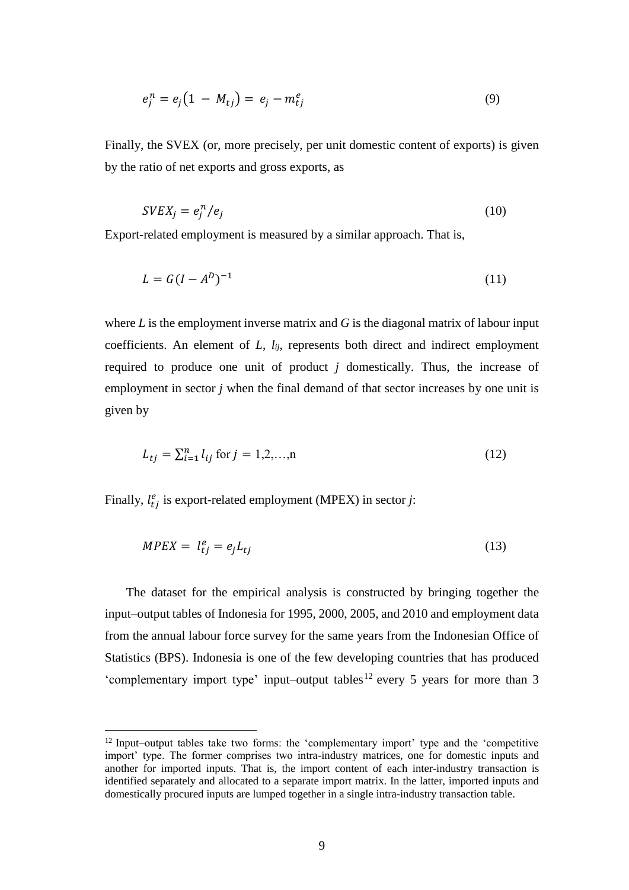$$e_j^n = e_j\left(1 - M_{tj}\right) = e_j - m_{tj}^e \tag{9}$$

Finally, the SVEX (or, more precisely, per unit domestic content of exports) is given by the ratio of net exports and gross exports, as

$$SVEX_j = e_j^n / e_j \tag{10}$$

Export-related employment is measured by a similar approach. That is,

$$L = G(I - A^D)^{-1} \tag{11}$$

where $L$ is the employment inverse matrix and $G$ is the diagonal matrix of labour input coefficients. An element of $L$, $l_{ij}$, represents both direct and indirect employment required to produce one unit of product $j$ domestically. Thus, the increase of employment in sector $j$ when the final demand of that sector increases by one unit is given by

$$L_{tj} = \sum_{i=1}^{n} l_{ij} \text{ for } j = 1,2,\ldots,\text{n} \tag{12}$$

Finally, $l_{tj}^e$ is export-related employment (MPEX) in sector $j$:

$$MPEX = l_{tj}^e = e_j L_{tj} \tag{13}$$

The dataset for the empirical analysis is constructed by bringing together the input–output tables of Indonesia for 1995, 2000, 2005, and 2010 and employment data from the annual labour force survey for the same years from the Indonesian Office of Statistics (BPS). Indonesia is one of the few developing countries that has produced 'complementary import type' input–output tables[12] every 5 years for more than 3

[12] Input–output tables take two forms: the 'complementary import' type and the 'competitive import' type. The former comprises two intra-industry matrices, one for domestic inputs and another for imported inputs. That is, the import content of each inter-industry transaction is identified separately and allocated to a separate import matrix. In the latter, imported inputs and domestically procured inputs are lumped together in a single intra-industry transaction table.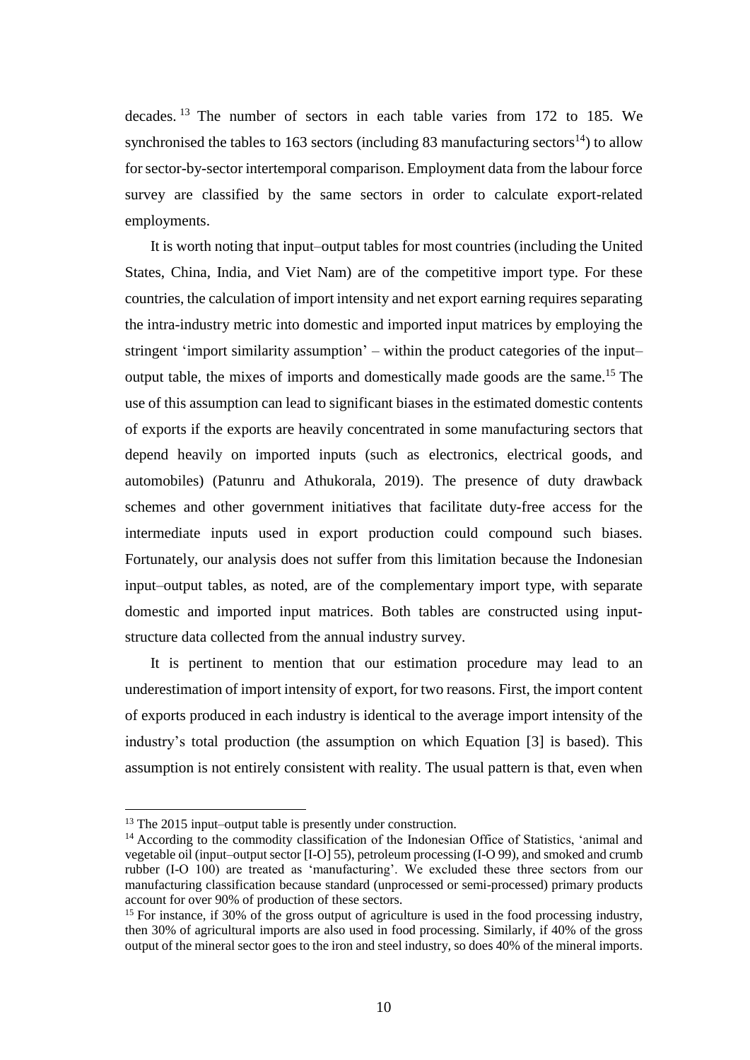decades.[13] The number of sectors in each table varies from 172 to 185. We synchronised the tables to 163 sectors (including 83 manufacturing sectors[14]) to allow for sector-by-sector intertemporal comparison. Employment data from the labour force survey are classified by the same sectors in order to calculate export-related employments.

It is worth noting that input–output tables for most countries (including the United States, China, India, and Viet Nam) are of the competitive import type. For these countries, the calculation of import intensity and net export earning requires separating the intra-industry metric into domestic and imported input matrices by employing the stringent 'import similarity assumption' – within the product categories of the input–output table, the mixes of imports and domestically made goods are the same.[15] The use of this assumption can lead to significant biases in the estimated domestic contents of exports if the exports are heavily concentrated in some manufacturing sectors that depend heavily on imported inputs (such as electronics, electrical goods, and automobiles) (Patunru and Athukorala, 2019). The presence of duty drawback schemes and other government initiatives that facilitate duty-free access for the intermediate inputs used in export production could compound such biases. Fortunately, our analysis does not suffer from this limitation because the Indonesian input–output tables, as noted, are of the complementary import type, with separate domestic and imported input matrices. Both tables are constructed using input-structure data collected from the annual industry survey.

It is pertinent to mention that our estimation procedure may lead to an underestimation of import intensity of export, for two reasons. First, the import content of exports produced in each industry is identical to the average import intensity of the industry's total production (the assumption on which Equation [3] is based). This assumption is not entirely consistent with reality. The usual pattern is that, even when

---

[13] The 2015 input–output table is presently under construction.

[14] According to the commodity classification of the Indonesian Office of Statistics, 'animal and vegetable oil (input–output sector [I-O] 55), petroleum processing (I-O 99), and smoked and crumb rubber (I-O 100) are treated as 'manufacturing'. We excluded these three sectors from our manufacturing classification because standard (unprocessed or semi-processed) primary products account for over 90% of production of these sectors.

[15] For instance, if 30% of the gross output of agriculture is used in the food processing industry, then 30% of agricultural imports are also used in food processing. Similarly, if 40% of the gross output of the mineral sector goes to the iron and steel industry, so does 40% of the mineral imports.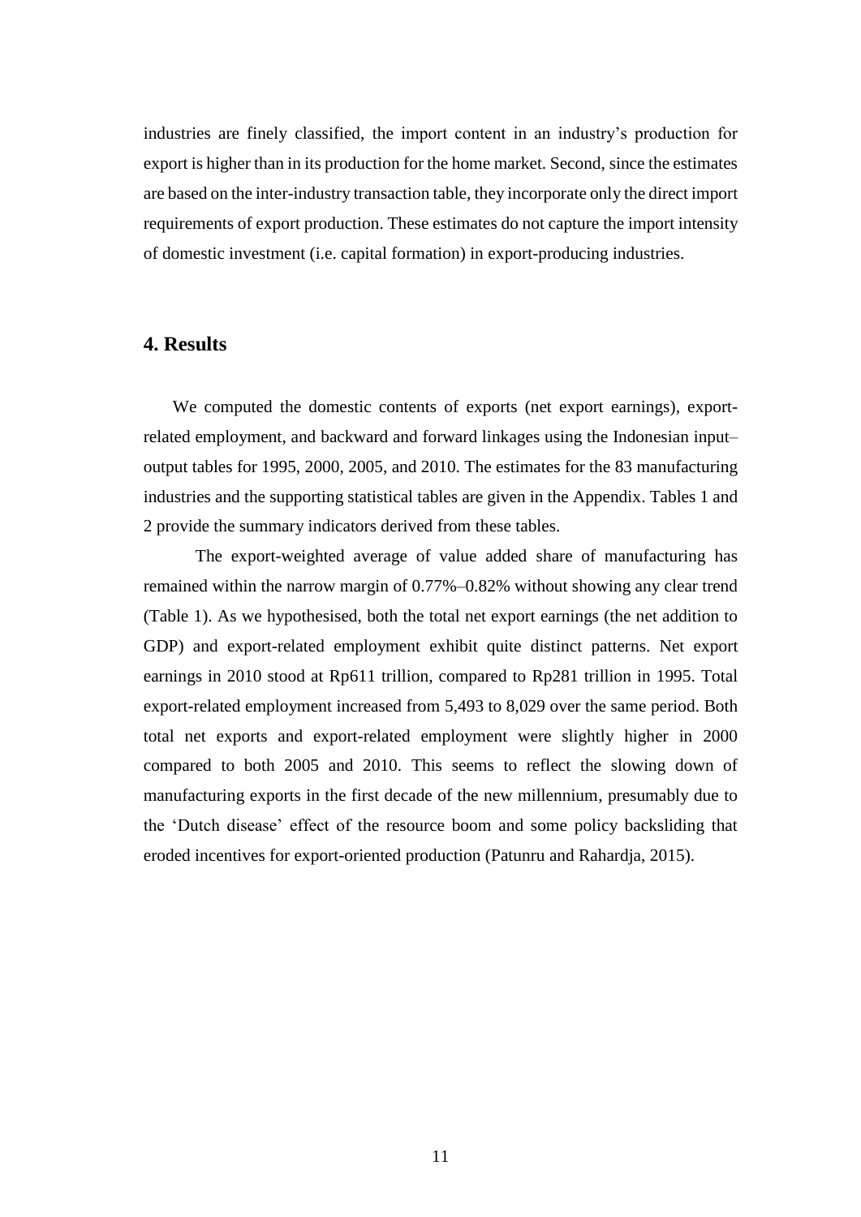industries are finely classified, the import content in an industry's production for export is higher than in its production for the home market. Second, since the estimates are based on the inter-industry transaction table, they incorporate only the direct import requirements of export production. These estimates do not capture the import intensity of domestic investment (i.e. capital formation) in export-producing industries.

## 4. Results

We computed the domestic contents of exports (net export earnings), export-related employment, and backward and forward linkages using the Indonesian input–output tables for 1995, 2000, 2005, and 2010. The estimates for the 83 manufacturing industries and the supporting statistical tables are given in the Appendix. Tables 1 and 2 provide the summary indicators derived from these tables.

The export-weighted average of value added share of manufacturing has remained within the narrow margin of 0.77%–0.82% without showing any clear trend (Table 1). As we hypothesised, both the total net export earnings (the net addition to GDP) and export-related employment exhibit quite distinct patterns. Net export earnings in 2010 stood at Rp611 trillion, compared to Rp281 trillion in 1995. Total export-related employment increased from 5,493 to 8,029 over the same period. Both total net exports and export-related employment were slightly higher in 2000 compared to both 2005 and 2010. This seems to reflect the slowing down of manufacturing exports in the first decade of the new millennium, presumably due to the 'Dutch disease' effect of the resource boom and some policy backsliding that eroded incentives for export-oriented production (Patunru and Rahardja, 2015).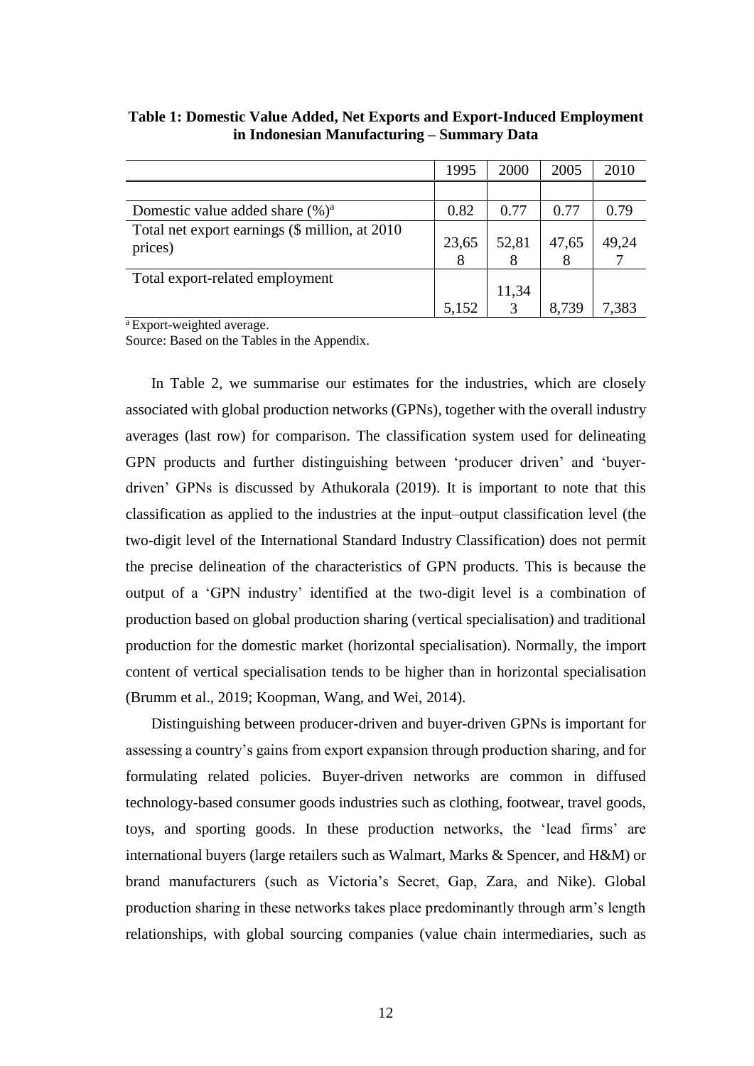**Table 1: Domestic Value Added, Net Exports and Export-Induced Employment in Indonesian Manufacturing – Summary Data**

| | 1995 | 2000 | 2005 | 2010 |
|---|---|---|---|---|
| | | | | |
| Domestic value added share (%)[a] | 0.82 | 0.77 | 0.77 | 0.79 |
| Total net export earnings ($ million, at 2010 prices) | 23,658 | 52,818 | 47,658 | 49,247 |
| Total export-related employment | 5,152 | 11,343 | 8,739 | 7,383 |

[a] Export-weighted average.

Source: Based on the Tables in the Appendix.

In Table 2, we summarise our estimates for the industries, which are closely associated with global production networks (GPNs), together with the overall industry averages (last row) for comparison. The classification system used for delineating GPN products and further distinguishing between 'producer driven' and 'buyer-driven' GPNs is discussed by Athukorala (2019). It is important to note that this classification as applied to the industries at the input–output classification level (the two-digit level of the International Standard Industry Classification) does not permit the precise delineation of the characteristics of GPN products. This is because the output of a 'GPN industry' identified at the two-digit level is a combination of production based on global production sharing (vertical specialisation) and traditional production for the domestic market (horizontal specialisation). Normally, the import content of vertical specialisation tends to be higher than in horizontal specialisation (Brumm et al., 2019; Koopman, Wang, and Wei, 2014).

Distinguishing between producer-driven and buyer-driven GPNs is important for assessing a country's gains from export expansion through production sharing, and for formulating related policies. Buyer-driven networks are common in diffused technology-based consumer goods industries such as clothing, footwear, travel goods, toys, and sporting goods. In these production networks, the 'lead firms' are international buyers (large retailers such as Walmart, Marks & Spencer, and H&M) or brand manufacturers (such as Victoria's Secret, Gap, Zara, and Nike). Global production sharing in these networks takes place predominantly through arm's length relationships, with global sourcing companies (value chain intermediaries, such as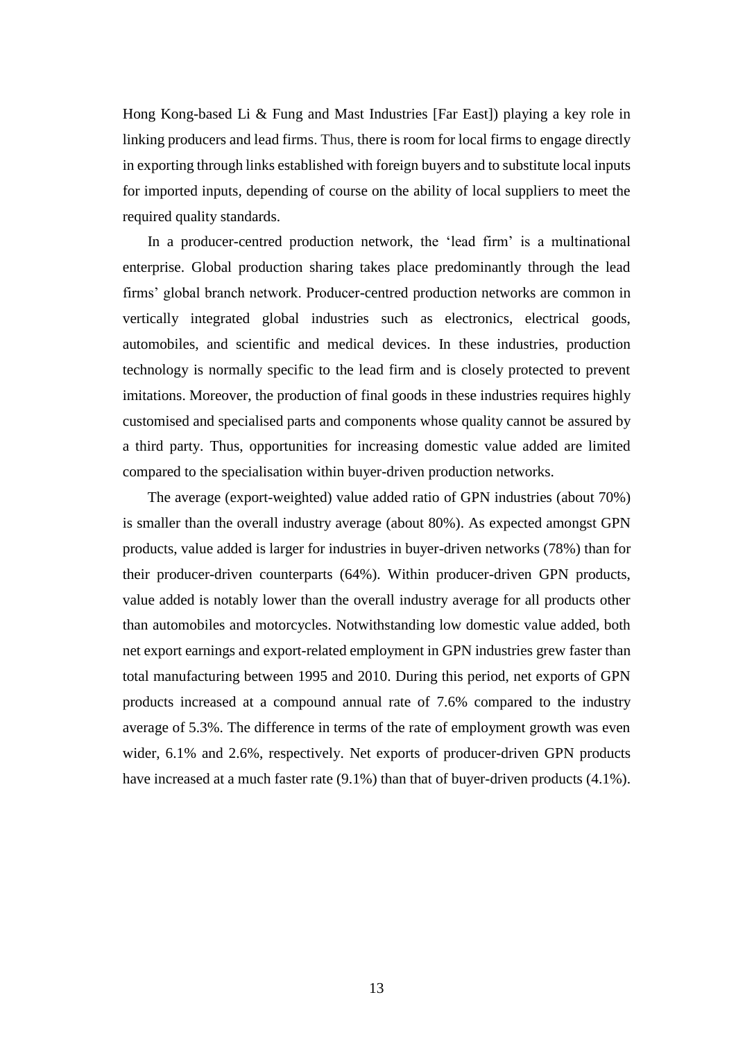Hong Kong-based Li & Fung and Mast Industries [Far East]) playing a key role in linking producers and lead firms. Thus, there is room for local firms to engage directly in exporting through links established with foreign buyers and to substitute local inputs for imported inputs, depending of course on the ability of local suppliers to meet the required quality standards.

In a producer-centred production network, the 'lead firm' is a multinational enterprise. Global production sharing takes place predominantly through the lead firms' global branch network. Producer-centred production networks are common in vertically integrated global industries such as electronics, electrical goods, automobiles, and scientific and medical devices. In these industries, production technology is normally specific to the lead firm and is closely protected to prevent imitations. Moreover, the production of final goods in these industries requires highly customised and specialised parts and components whose quality cannot be assured by a third party. Thus, opportunities for increasing domestic value added are limited compared to the specialisation within buyer-driven production networks.

The average (export-weighted) value added ratio of GPN industries (about 70%) is smaller than the overall industry average (about 80%). As expected amongst GPN products, value added is larger for industries in buyer-driven networks (78%) than for their producer-driven counterparts (64%). Within producer-driven GPN products, value added is notably lower than the overall industry average for all products other than automobiles and motorcycles. Notwithstanding low domestic value added, both net export earnings and export-related employment in GPN industries grew faster than total manufacturing between 1995 and 2010. During this period, net exports of GPN products increased at a compound annual rate of 7.6% compared to the industry average of 5.3%. The difference in terms of the rate of employment growth was even wider, 6.1% and 2.6%, respectively. Net exports of producer-driven GPN products have increased at a much faster rate (9.1%) than that of buyer-driven products (4.1%).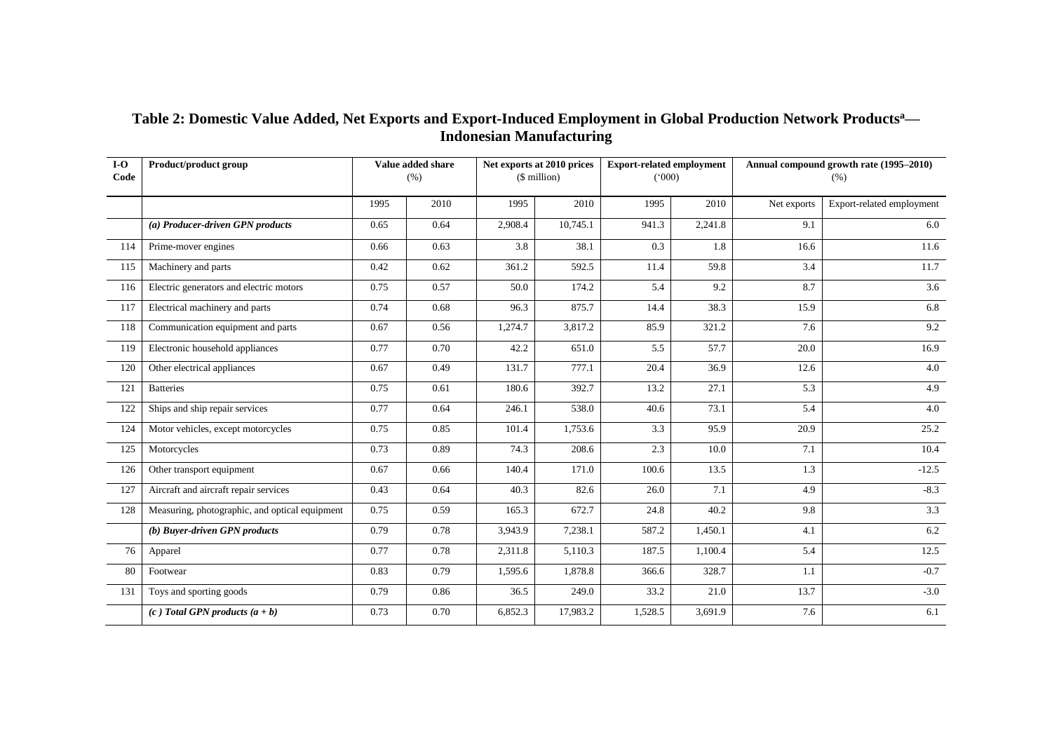## Table 2: Domestic Value Added, Net Exports and Export-Induced Employment in Global Production Network Products[a]— Indonesian Manufacturing

| I-O Code | Product/product group | Value added share (%) | | Net exports at 2010 prices ($ million) | | Export-related employment ('000) | | Annual compound growth rate (1995–2010) (%) | |
|---|---|---|---|---|---|---|---|---|---|
| | | 1995 | 2010 | 1995 | 2010 | 1995 | 2010 | Net exports | Export-related employment |
| | ***(a) Producer-driven GPN products*** | 0.65 | 0.64 | 2,908.4 | 10,745.1 | 941.3 | 2,241.8 | 9.1 | 6.0 |
| 114 | Prime-mover engines | 0.66 | 0.63 | 3.8 | 38.1 | 0.3 | 1.8 | 16.6 | 11.6 |
| 115 | Machinery and parts | 0.42 | 0.62 | 361.2 | 592.5 | 11.4 | 59.8 | 3.4 | 11.7 |
| 116 | Electric generators and electric motors | 0.75 | 0.57 | 50.0 | 174.2 | 5.4 | 9.2 | 8.7 | 3.6 |
| 117 | Electrical machinery and parts | 0.74 | 0.68 | 96.3 | 875.7 | 14.4 | 38.3 | 15.9 | 6.8 |
| 118 | Communication equipment and parts | 0.67 | 0.56 | 1,274.7 | 3,817.2 | 85.9 | 321.2 | 7.6 | 9.2 |
| 119 | Electronic household appliances | 0.77 | 0.70 | 42.2 | 651.0 | 5.5 | 57.7 | 20.0 | 16.9 |
| 120 | Other electrical appliances | 0.67 | 0.49 | 131.7 | 777.1 | 20.4 | 36.9 | 12.6 | 4.0 |
| 121 | Batteries | 0.75 | 0.61 | 180.6 | 392.7 | 13.2 | 27.1 | 5.3 | 4.9 |
| 122 | Ships and ship repair services | 0.77 | 0.64 | 246.1 | 538.0 | 40.6 | 73.1 | 5.4 | 4.0 |
| 124 | Motor vehicles, except motorcycles | 0.75 | 0.85 | 101.4 | 1,753.6 | 3.3 | 95.9 | 20.9 | 25.2 |
| 125 | Motorcycles | 0.73 | 0.89 | 74.3 | 208.6 | 2.3 | 10.0 | 7.1 | 10.4 |
| 126 | Other transport equipment | 0.67 | 0.66 | 140.4 | 171.0 | 100.6 | 13.5 | 1.3 | -12.5 |
| 127 | Aircraft and aircraft repair services | 0.43 | 0.64 | 40.3 | 82.6 | 26.0 | 7.1 | 4.9 | -8.3 |
| 128 | Measuring, photographic, and optical equipment | 0.75 | 0.59 | 165.3 | 672.7 | 24.8 | 40.2 | 9.8 | 3.3 |
| | ***(b) Buyer-driven GPN products*** | 0.79 | 0.78 | 3,943.9 | 7,238.1 | 587.2 | 1,450.1 | 4.1 | 6.2 |
| 76 | Apparel | 0.77 | 0.78 | 2,311.8 | 5,110.3 | 187.5 | 1,100.4 | 5.4 | 12.5 |
| 80 | Footwear | 0.83 | 0.79 | 1,595.6 | 1,878.8 | 366.6 | 328.7 | 1.1 | -0.7 |
| 131 | Toys and sporting goods | 0.79 | 0.86 | 36.5 | 249.0 | 33.2 | 21.0 | 13.7 | -3.0 |
| | ***(c ) Total GPN products (a + b)*** | 0.73 | 0.70 | 6,852.3 | 17,983.2 | 1,528.5 | 3,691.9 | 7.6 | 6.1 |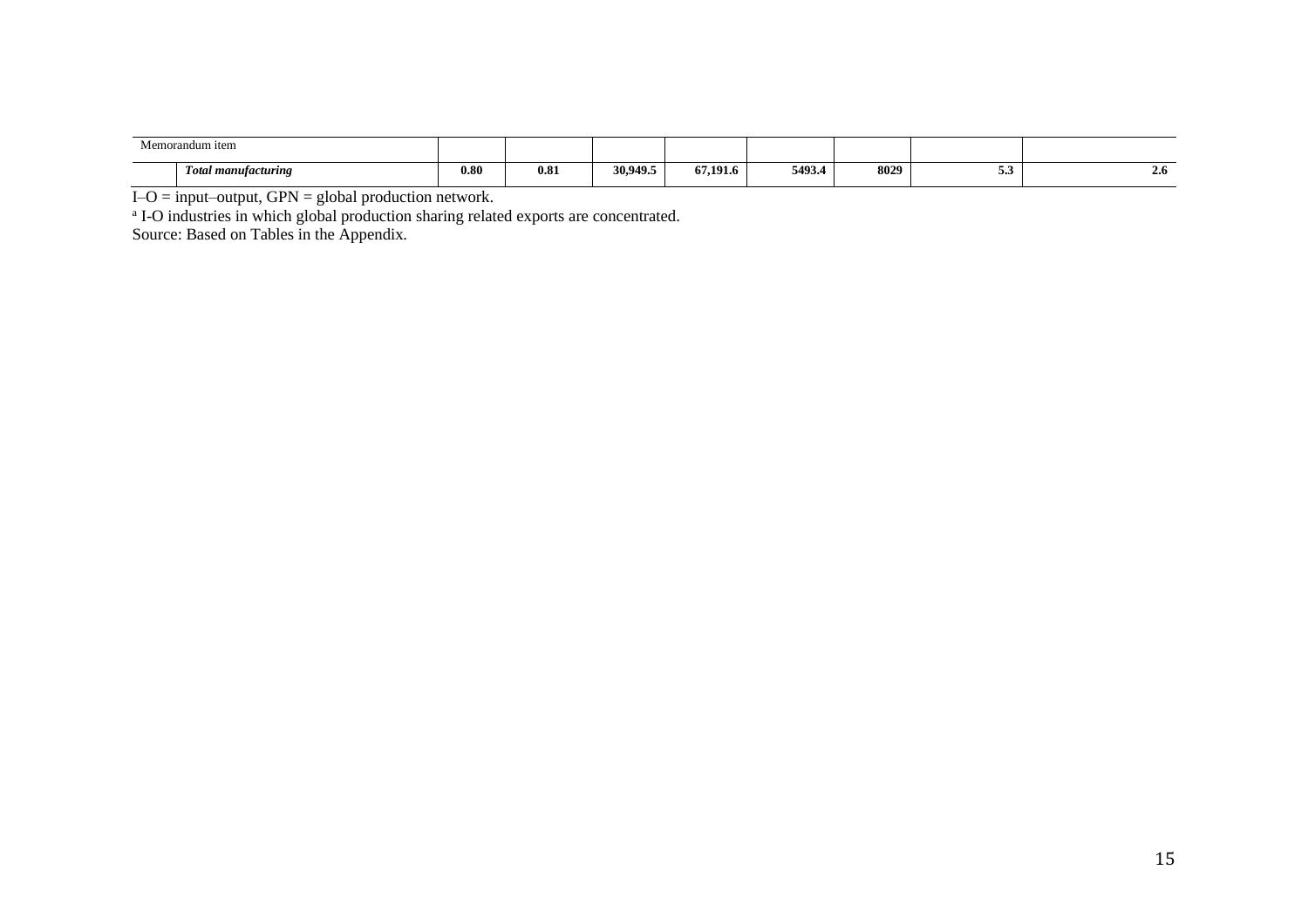| Memorandum item | | | | | | | | | |
|---|---|---|---|---|---|---|---|---|---|
| | ***Total manufacturing*** | **0.80** | **0.81** | **30,949.5** | **67,191.6** | **5493.4** | **8029** | **5.3** | **2.6** |

I–O = input–output, GPN = global production network.

[a] I-O industries in which global production sharing related exports are concentrated.

Source: Based on Tables in the Appendix.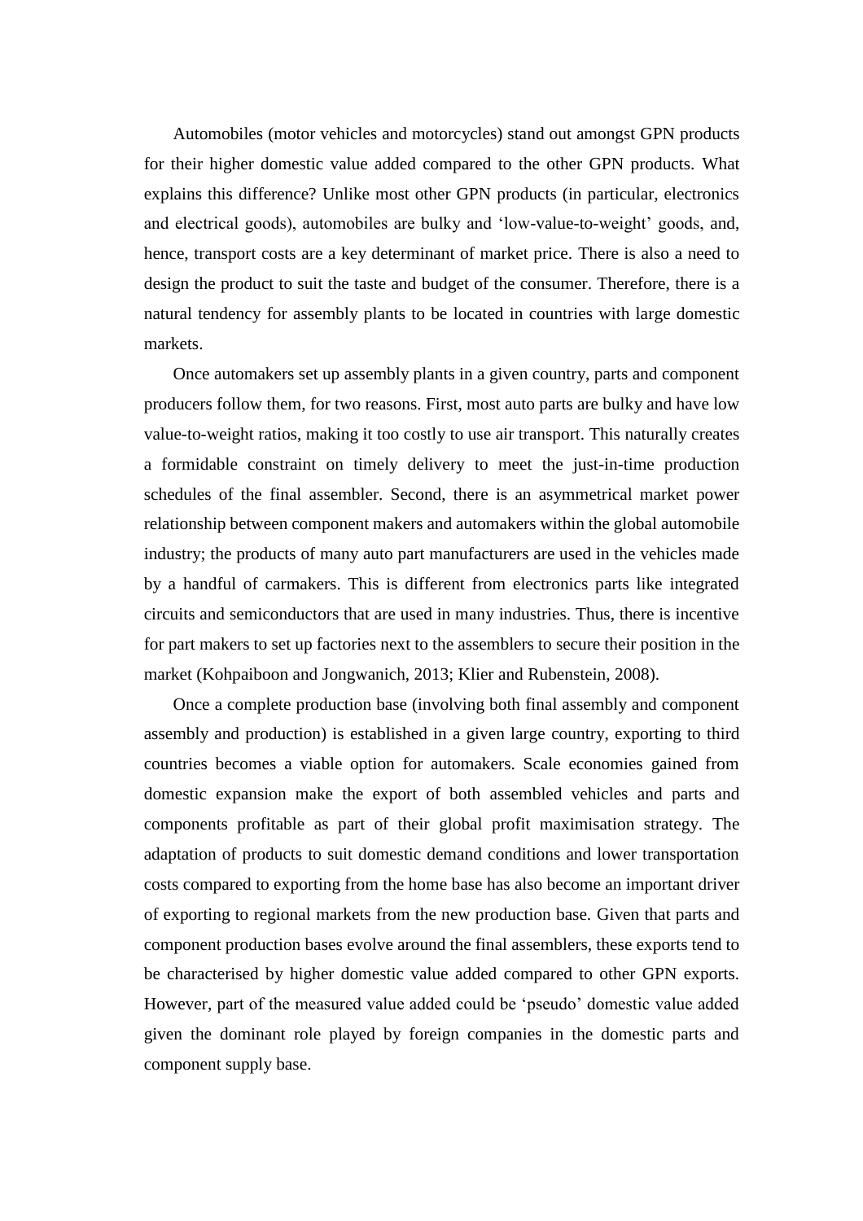Automobiles (motor vehicles and motorcycles) stand out amongst GPN products for their higher domestic value added compared to the other GPN products. What explains this difference? Unlike most other GPN products (in particular, electronics and electrical goods), automobiles are bulky and 'low-value-to-weight' goods, and, hence, transport costs are a key determinant of market price. There is also a need to design the product to suit the taste and budget of the consumer. Therefore, there is a natural tendency for assembly plants to be located in countries with large domestic markets.

Once automakers set up assembly plants in a given country, parts and component producers follow them, for two reasons. First, most auto parts are bulky and have low value-to-weight ratios, making it too costly to use air transport. This naturally creates a formidable constraint on timely delivery to meet the just-in-time production schedules of the final assembler. Second, there is an asymmetrical market power relationship between component makers and automakers within the global automobile industry; the products of many auto part manufacturers are used in the vehicles made by a handful of carmakers. This is different from electronics parts like integrated circuits and semiconductors that are used in many industries. Thus, there is incentive for part makers to set up factories next to the assemblers to secure their position in the market (Kohpaiboon and Jongwanich, 2013; Klier and Rubenstein, 2008).

Once a complete production base (involving both final assembly and component assembly and production) is established in a given large country, exporting to third countries becomes a viable option for automakers. Scale economies gained from domestic expansion make the export of both assembled vehicles and parts and components profitable as part of their global profit maximisation strategy. The adaptation of products to suit domestic demand conditions and lower transportation costs compared to exporting from the home base has also become an important driver of exporting to regional markets from the new production base. Given that parts and component production bases evolve around the final assemblers, these exports tend to be characterised by higher domestic value added compared to other GPN exports. However, part of the measured value added could be 'pseudo' domestic value added given the dominant role played by foreign companies in the domestic parts and component supply base.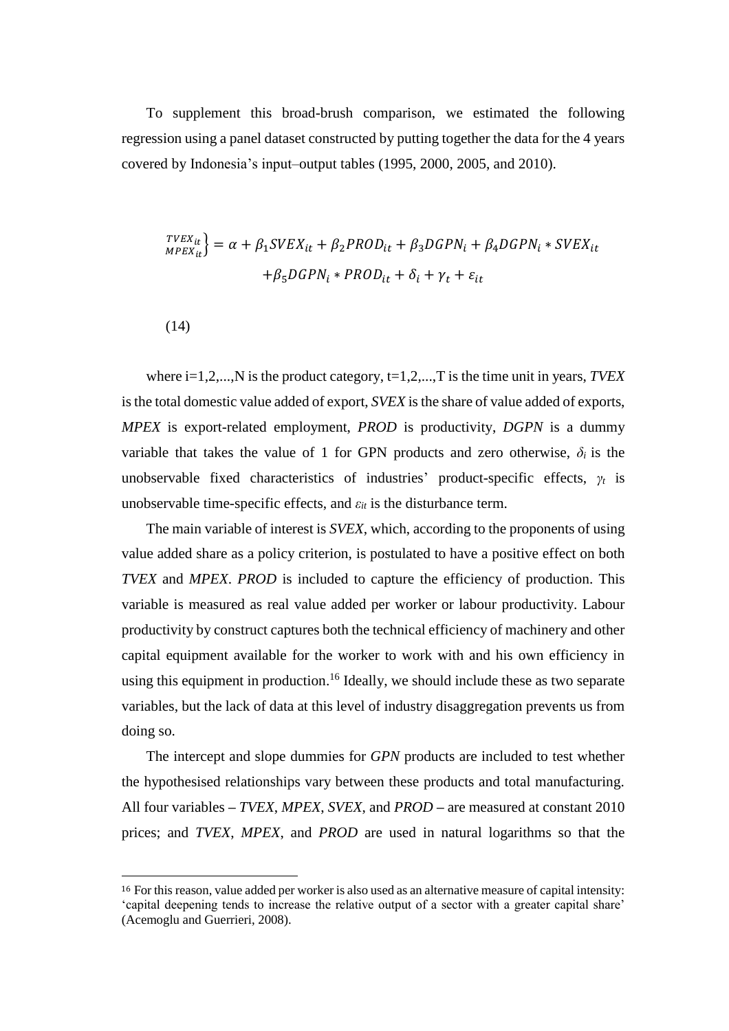To supplement this broad-brush comparison, we estimated the following regression using a panel dataset constructed by putting together the data for the 4 years covered by Indonesia's input–output tables (1995, 2000, 2005, and 2010).

$$\left.\begin{matrix} TVEX_{it} \\ MPEX_{it} \end{matrix}\right\} = \alpha + \beta_1 SVEX_{it} + \beta_2 PROD_{it} + \beta_3 DGPN_i + \beta_4 DGPN_i * SVEX_{it} + \beta_5 DGPN_i * PROD_{it} + \delta_i + \gamma_t + \varepsilon_{it}$$

(14)

where i=1,2,...,N is the product category, t=1,2,...,T is the time unit in years, *TVEX* is the total domestic value added of export, *SVEX* is the share of value added of exports, *MPEX* is export-related employment, *PROD* is productivity, *DGPN* is a dummy variable that takes the value of 1 for GPN products and zero otherwise, $\delta_i$ is the unobservable fixed characteristics of industries' product-specific effects, $\gamma_t$ is unobservable time-specific effects, and $\varepsilon_{it}$ is the disturbance term.

The main variable of interest is *SVEX*, which, according to the proponents of using value added share as a policy criterion, is postulated to have a positive effect on both *TVEX* and *MPEX*. *PROD* is included to capture the efficiency of production. This variable is measured as real value added per worker or labour productivity. Labour productivity by construct captures both the technical efficiency of machinery and other capital equipment available for the worker to work with and his own efficiency in using this equipment in production.[16] Ideally, we should include these as two separate variables, but the lack of data at this level of industry disaggregation prevents us from doing so.

The intercept and slope dummies for *GPN* products are included to test whether the hypothesised relationships vary between these products and total manufacturing. All four variables – *TVEX*, *MPEX*, *SVEX*, and *PROD* – are measured at constant 2010 prices; and *TVEX*, *MPEX*, and *PROD* are used in natural logarithms so that the

[16] For this reason, value added per worker is also used as an alternative measure of capital intensity: 'capital deepening tends to increase the relative output of a sector with a greater capital share' (Acemoglu and Guerrieri, 2008).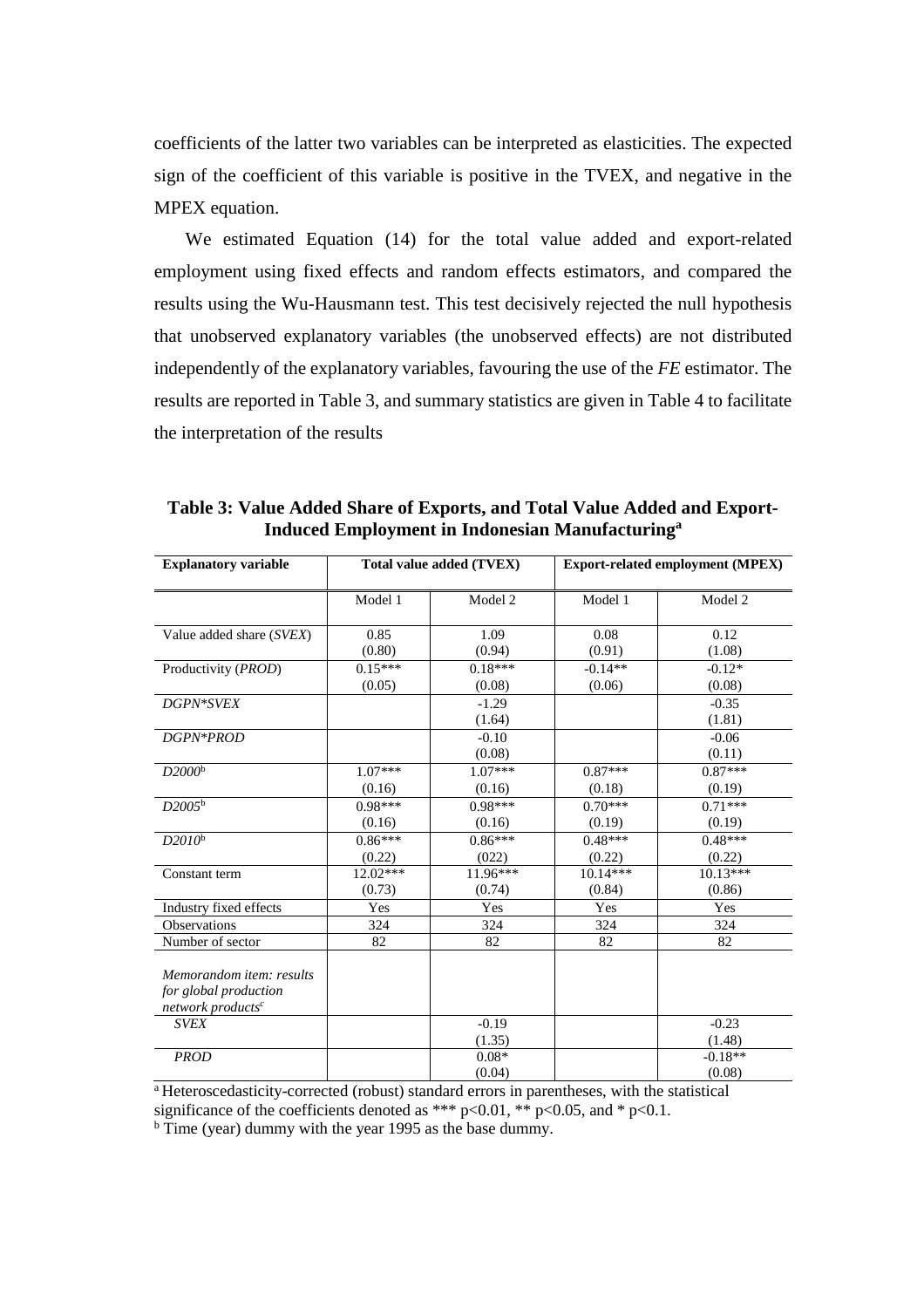coefficients of the latter two variables can be interpreted as elasticities. The expected sign of the coefficient of this variable is positive in the TVEX, and negative in the MPEX equation.

We estimated Equation (14) for the total value added and export-related employment using fixed effects and random effects estimators, and compared the results using the Wu-Hausmann test. This test decisively rejected the null hypothesis that unobserved explanatory variables (the unobserved effects) are not distributed independently of the explanatory variables, favouring the use of the *FE* estimator. The results are reported in Table 3, and summary statistics are given in Table 4 to facilitate the interpretation of the results

**Table 3: Value Added Share of Exports, and Total Value Added and Export-Induced Employment in Indonesian Manufacturing[a]**

| Explanatory variable | Total value added (TVEX) | | Export-related employment (MPEX) | |
|---|---|---|---|---|
| | Model 1 | Model 2 | Model 1 | Model 2 |
| Value added share (*SVEX*) | 0.85<br>(0.80) | 1.09<br>(0.94) | 0.08<br>(0.91) | 0.12<br>(1.08) |
| Productivity (*PROD*) | 0.15***<br>(0.05) | 0.18***<br>(0.08) | -0.14**<br>(0.06) | -0.12*<br>(0.08) |
| *DGPN\*SVEX* | | -1.29<br>(1.64) | | -0.35<br>(1.81) |
| *DGPN\*PROD* | | -0.10<br>(0.08) | | -0.06<br>(0.11) |
| *D2000*[b] | 1.07***<br>(0.16) | 1.07***<br>(0.16) | 0.87***<br>(0.18) | 0.87***<br>(0.19) |
| *D2005*[b] | 0.98***<br>(0.16) | 0.98***<br>(0.16) | 0.70***<br>(0.19) | 0.71***<br>(0.19) |
| *D2010*[b] | 0.86***<br>(0.22) | 0.86***<br>(022) | 0.48***<br>(0.22) | 0.48***<br>(0.22) |
| Constant term | 12.02***<br>(0.73) | 11.96***<br>(0.74) | 10.14***<br>(0.84) | 10.13***<br>(0.86) |
| Industry fixed effects | Yes | Yes | Yes | Yes |
| Observations | 324 | 324 | 324 | 324 |
| Number of sector | 82 | 82 | 82 | 82 |
| *Memorandom item: results for global production network products*[c] | | | | |
| *SVEX* | | -0.19<br>(1.35) | | -0.23<br>(1.48) |
| *PROD* | | 0.08*<br>(0.04) | | -0.18**<br>(0.08) |

[a] Heteroscedasticity-corrected (robust) standard errors in parentheses, with the statistical significance of the coefficients denoted as *** $p<0.01$, ** $p<0.05$, and * $p<0.1$.
[b] Time (year) dummy with the year 1995 as the base dummy.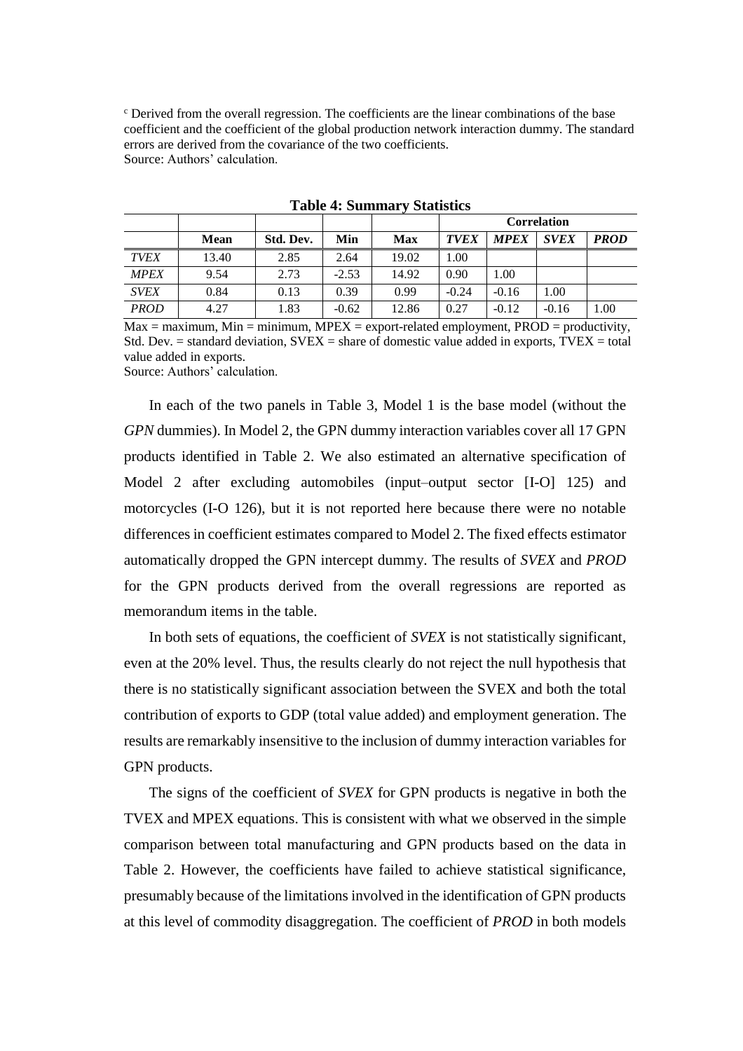[c] Derived from the overall regression. The coefficients are the linear combinations of the base coefficient and the coefficient of the global production network interaction dummy. The standard errors are derived from the covariance of the two coefficients.
Source: Authors' calculation.

**Table 4: Summary Statistics**

| | | | | | Correlation | | | |
|---|---|---|---|---|---|---|---|---|
| | **Mean** | **Std. Dev.** | **Min** | **Max** | ***TVEX*** | ***MPEX*** | ***SVEX*** | ***PROD*** |
| *TVEX* | 13.40 | 2.85 | 2.64 | 19.02 | 1.00 | | | |
| *MPEX* | 9.54 | 2.73 | -2.53 | 14.92 | 0.90 | 1.00 | | |
| *SVEX* | 0.84 | 0.13 | 0.39 | 0.99 | -0.24 | -0.16 | 1.00 | |
| *PROD* | 4.27 | 1.83 | -0.62 | 12.86 | 0.27 | -0.12 | -0.16 | 1.00 |

Max = maximum, Min = minimum, MPEX = export-related employment, PROD = productivity, Std. Dev. = standard deviation, SVEX = share of domestic value added in exports, TVEX = total value added in exports.
Source: Authors' calculation.

In each of the two panels in Table 3, Model 1 is the base model (without the *GPN* dummies). In Model 2, the GPN dummy interaction variables cover all 17 GPN products identified in Table 2. We also estimated an alternative specification of Model 2 after excluding automobiles (input–output sector [I-O] 125) and motorcycles (I-O 126), but it is not reported here because there were no notable differences in coefficient estimates compared to Model 2. The fixed effects estimator automatically dropped the GPN intercept dummy. The results of *SVEX* and *PROD* for the GPN products derived from the overall regressions are reported as memorandum items in the table.

In both sets of equations, the coefficient of *SVEX* is not statistically significant, even at the 20% level. Thus, the results clearly do not reject the null hypothesis that there is no statistically significant association between the SVEX and both the total contribution of exports to GDP (total value added) and employment generation. The results are remarkably insensitive to the inclusion of dummy interaction variables for GPN products.

The signs of the coefficient of *SVEX* for GPN products is negative in both the TVEX and MPEX equations. This is consistent with what we observed in the simple comparison between total manufacturing and GPN products based on the data in Table 2. However, the coefficients have failed to achieve statistical significance, presumably because of the limitations involved in the identification of GPN products at this level of commodity disaggregation. The coefficient of *PROD* in both models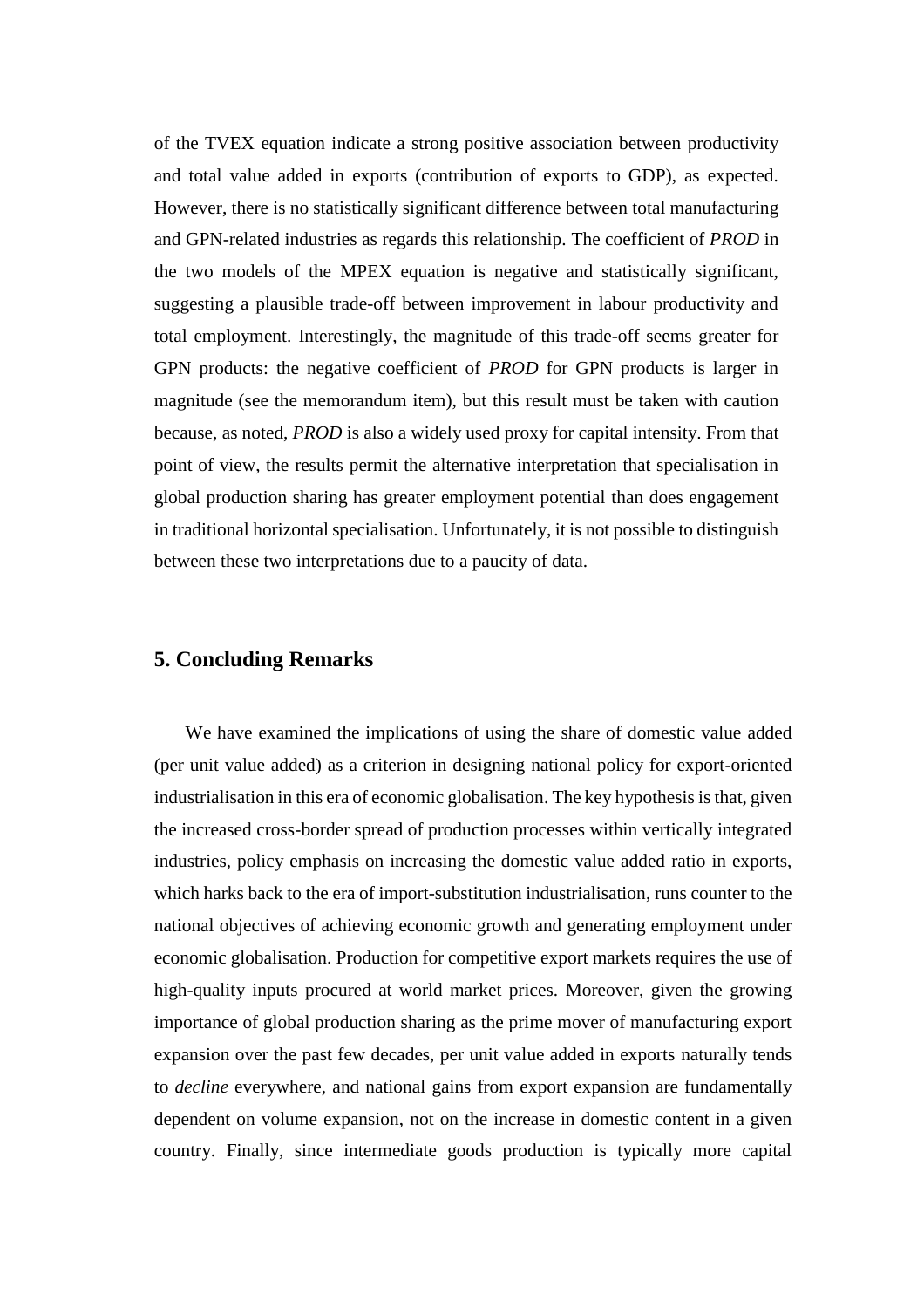of the TVEX equation indicate a strong positive association between productivity and total value added in exports (contribution of exports to GDP), as expected. However, there is no statistically significant difference between total manufacturing and GPN-related industries as regards this relationship. The coefficient of *PROD* in the two models of the MPEX equation is negative and statistically significant, suggesting a plausible trade-off between improvement in labour productivity and total employment. Interestingly, the magnitude of this trade-off seems greater for GPN products: the negative coefficient of *PROD* for GPN products is larger in magnitude (see the memorandum item), but this result must be taken with caution because, as noted, *PROD* is also a widely used proxy for capital intensity. From that point of view, the results permit the alternative interpretation that specialisation in global production sharing has greater employment potential than does engagement in traditional horizontal specialisation. Unfortunately, it is not possible to distinguish between these two interpretations due to a paucity of data.

## 5. Concluding Remarks

We have examined the implications of using the share of domestic value added (per unit value added) as a criterion in designing national policy for export-oriented industrialisation in this era of economic globalisation. The key hypothesis is that, given the increased cross-border spread of production processes within vertically integrated industries, policy emphasis on increasing the domestic value added ratio in exports, which harks back to the era of import-substitution industrialisation, runs counter to the national objectives of achieving economic growth and generating employment under economic globalisation. Production for competitive export markets requires the use of high-quality inputs procured at world market prices. Moreover, given the growing importance of global production sharing as the prime mover of manufacturing export expansion over the past few decades, per unit value added in exports naturally tends to *decline* everywhere, and national gains from export expansion are fundamentally dependent on volume expansion, not on the increase in domestic content in a given country. Finally, since intermediate goods production is typically more capital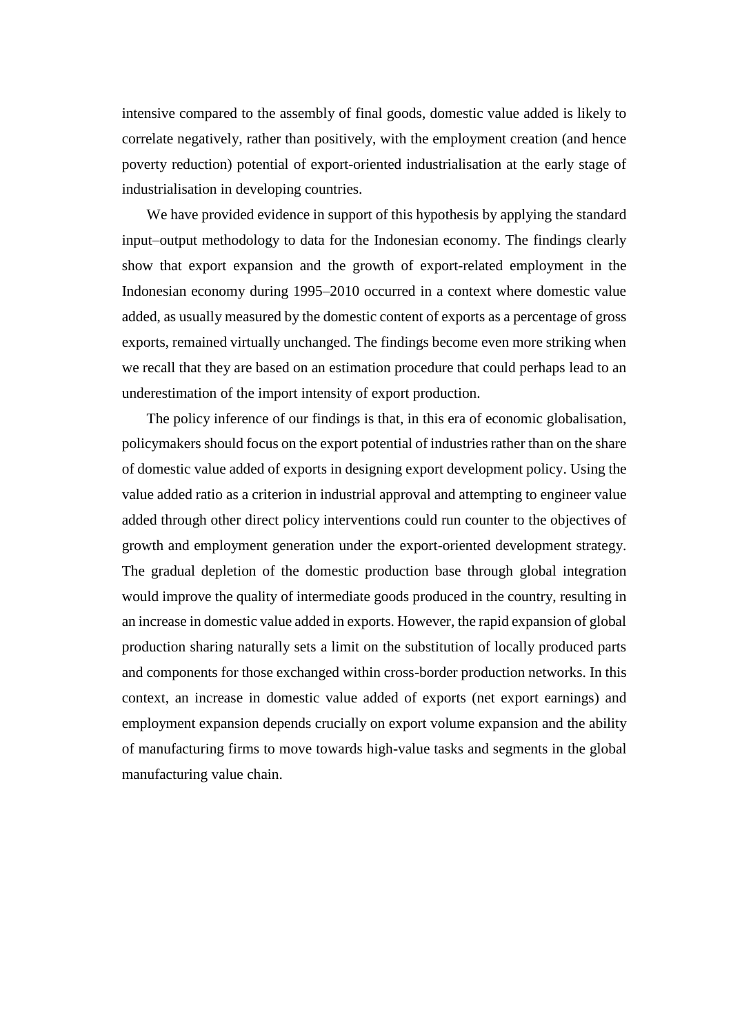intensive compared to the assembly of final goods, domestic value added is likely to correlate negatively, rather than positively, with the employment creation (and hence poverty reduction) potential of export-oriented industrialisation at the early stage of industrialisation in developing countries.

We have provided evidence in support of this hypothesis by applying the standard input–output methodology to data for the Indonesian economy. The findings clearly show that export expansion and the growth of export-related employment in the Indonesian economy during 1995–2010 occurred in a context where domestic value added, as usually measured by the domestic content of exports as a percentage of gross exports, remained virtually unchanged. The findings become even more striking when we recall that they are based on an estimation procedure that could perhaps lead to an underestimation of the import intensity of export production.

The policy inference of our findings is that, in this era of economic globalisation, policymakers should focus on the export potential of industries rather than on the share of domestic value added of exports in designing export development policy. Using the value added ratio as a criterion in industrial approval and attempting to engineer value added through other direct policy interventions could run counter to the objectives of growth and employment generation under the export-oriented development strategy. The gradual depletion of the domestic production base through global integration would improve the quality of intermediate goods produced in the country, resulting in an increase in domestic value added in exports. However, the rapid expansion of global production sharing naturally sets a limit on the substitution of locally produced parts and components for those exchanged within cross-border production networks. In this context, an increase in domestic value added of exports (net export earnings) and employment expansion depends crucially on export volume expansion and the ability of manufacturing firms to move towards high-value tasks and segments in the global manufacturing value chain.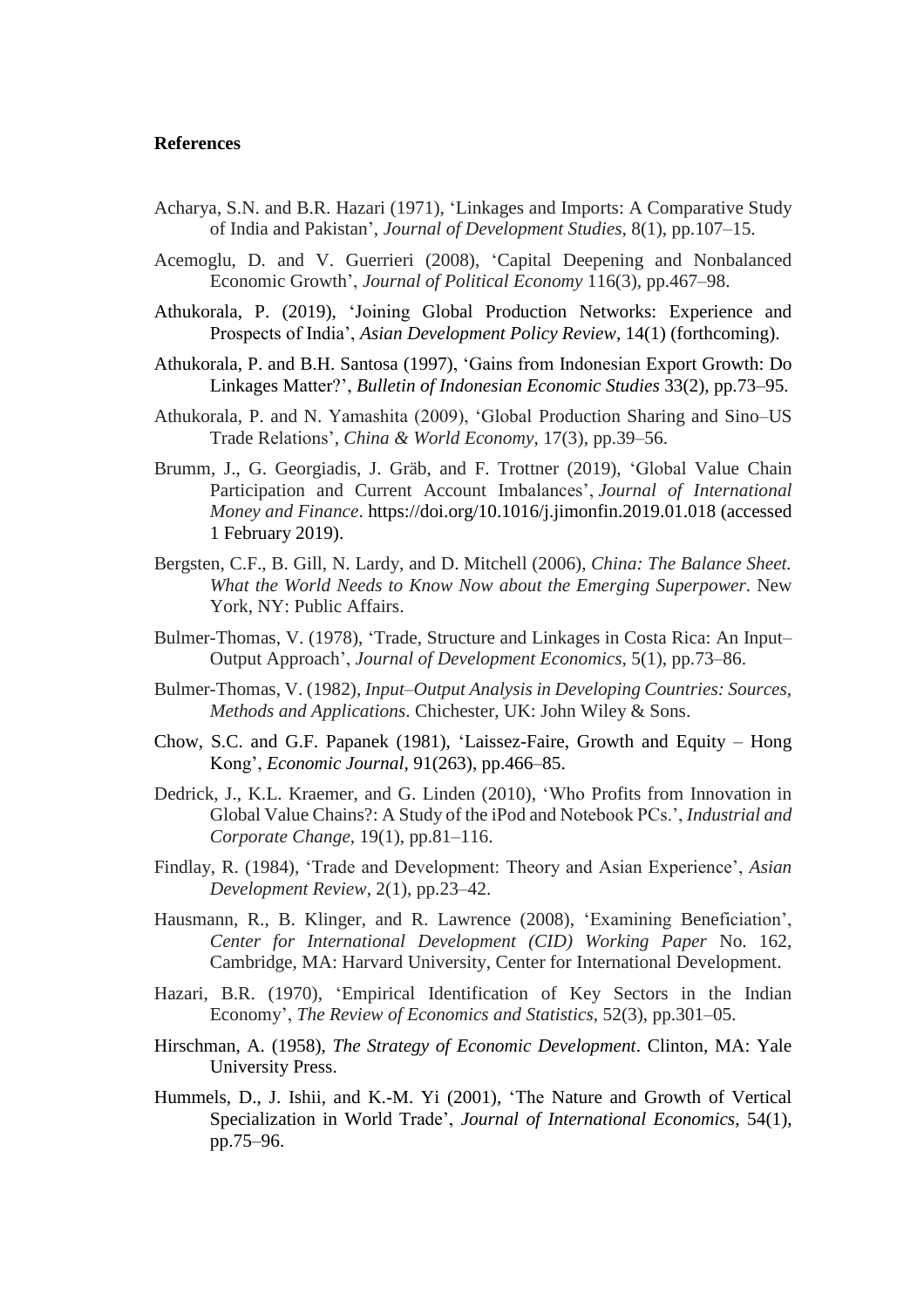**References**

Acharya, S.N. and B.R. Hazari (1971), 'Linkages and Imports: A Comparative Study of India and Pakistan', *Journal of Development Studies*, 8(1), pp.107–15.

Acemoglu, D. and V. Guerrieri (2008), 'Capital Deepening and Nonbalanced Economic Growth', *Journal of Political Economy* 116(3), pp.467–98.

Athukorala, P. (2019), 'Joining Global Production Networks: Experience and Prospects of India', *Asian Development Policy Review*, 14(1) (forthcoming).

Athukorala, P. and B.H. Santosa (1997), 'Gains from Indonesian Export Growth: Do Linkages Matter?', *Bulletin of Indonesian Economic Studies* 33(2), pp.73–95.

Athukorala, P. and N. Yamashita (2009), 'Global Production Sharing and Sino–US Trade Relations', *China & World Economy*, 17(3), pp.39–56.

Brumm, J., G. Georgiadis, J. Gräb, and F. Trottner (2019), 'Global Value Chain Participation and Current Account Imbalances', *Journal of International Money and Finance*. https://doi.org/10.1016/j.jimonfin.2019.01.018 (accessed 1 February 2019).

Bergsten, C.F., B. Gill, N. Lardy, and D. Mitchell (2006), *China: The Balance Sheet. What the World Needs to Know Now about the Emerging Superpower*. New York, NY: Public Affairs.

Bulmer-Thomas, V. (1978), 'Trade, Structure and Linkages in Costa Rica: An Input–Output Approach', *Journal of Development Economics*, 5(1), pp.73–86.

Bulmer-Thomas, V. (1982), *Input–Output Analysis in Developing Countries: Sources, Methods and Applications*. Chichester, UK: John Wiley & Sons.

Chow, S.C. and G.F. Papanek (1981), 'Laissez-Faire, Growth and Equity – Hong Kong', *Economic Journal*, 91(263), pp.466–85.

Dedrick, J., K.L. Kraemer, and G. Linden (2010), 'Who Profits from Innovation in Global Value Chains?: A Study of the iPod and Notebook PCs.', *Industrial and Corporate Change*, 19(1), pp.81–116.

Findlay, R. (1984), 'Trade and Development: Theory and Asian Experience', *Asian Development Review*, 2(1), pp.23–42.

Hausmann, R., B. Klinger, and R. Lawrence (2008), 'Examining Beneficiation', *Center for International Development (CID) Working Paper* No. 162, Cambridge, MA: Harvard University, Center for International Development.

Hazari, B.R. (1970), 'Empirical Identification of Key Sectors in the Indian Economy', *The Review of Economics and Statistics*, 52(3), pp.301–05.

Hirschman, A. (1958), *The Strategy of Economic Development*. Clinton, MA: Yale University Press.

Hummels, D., J. Ishii, and K.-M. Yi (2001), 'The Nature and Growth of Vertical Specialization in World Trade', *Journal of International Economics*, 54(1), pp.75–96.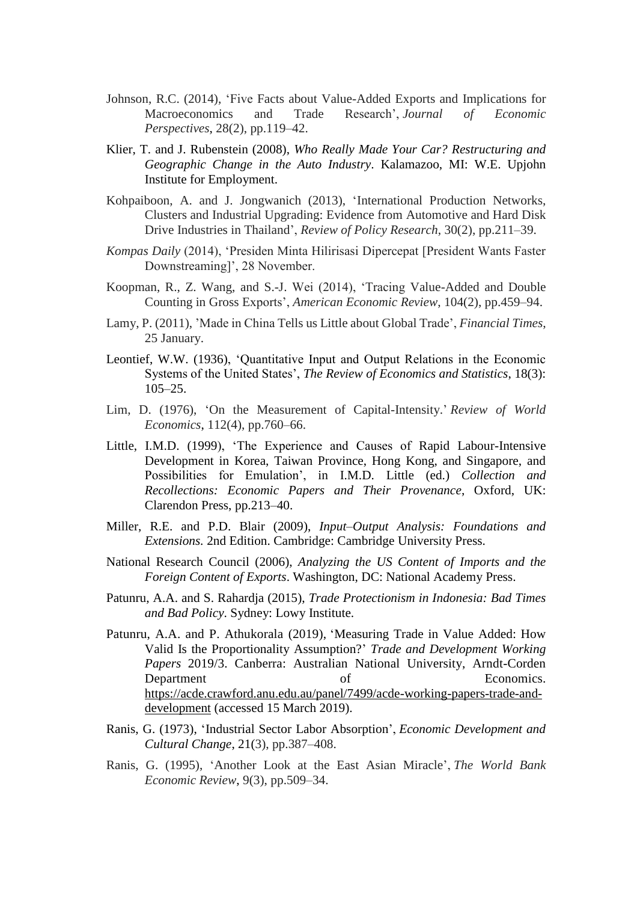Johnson, R.C. (2014), 'Five Facts about Value-Added Exports and Implications for Macroeconomics and Trade Research', *Journal of Economic Perspectives*, 28(2), pp.119–42.

Klier, T. and J. Rubenstein (2008), *Who Really Made Your Car? Restructuring and Geographic Change in the Auto Industry*. Kalamazoo, MI: W.E. Upjohn Institute for Employment.

Kohpaiboon, A. and J. Jongwanich (2013), 'International Production Networks, Clusters and Industrial Upgrading: Evidence from Automotive and Hard Disk Drive Industries in Thailand', *Review of Policy Research*, 30(2), pp.211–39.

*Kompas Daily* (2014), 'Presiden Minta Hilirisasi Dipercepat [President Wants Faster Downstreaming]', 28 November.

Koopman, R., Z. Wang, and S.-J. Wei (2014), 'Tracing Value-Added and Double Counting in Gross Exports', *American Economic Review*, 104(2), pp.459–94.

Lamy, P. (2011), 'Made in China Tells us Little about Global Trade', *Financial Times*, 25 January.

Leontief, W.W. (1936), 'Quantitative Input and Output Relations in the Economic Systems of the United States', *The Review of Economics and Statistics*, 18(3): 105–25.

Lim, D. (1976), 'On the Measurement of Capital-Intensity.' *Review of World Economics*, 112(4), pp.760–66.

Little, I.M.D. (1999), 'The Experience and Causes of Rapid Labour-Intensive Development in Korea, Taiwan Province, Hong Kong, and Singapore, and Possibilities for Emulation', in I.M.D. Little (ed.) *Collection and Recollections: Economic Papers and Their Provenance*, Oxford, UK: Clarendon Press, pp.213–40.

Miller, R.E. and P.D. Blair (2009), *Input–Output Analysis: Foundations and Extensions.* 2nd Edition. Cambridge: Cambridge University Press.

National Research Council (2006), *Analyzing the US Content of Imports and the Foreign Content of Exports*. Washington, DC: National Academy Press.

Patunru, A.A. and S. Rahardja (2015), *Trade Protectionism in Indonesia: Bad Times and Bad Policy*. Sydney: Lowy Institute.

Patunru, A.A. and P. Athukorala (2019), 'Measuring Trade in Value Added: How Valid Is the Proportionality Assumption?' *Trade and Development Working Papers* 2019/3. Canberra: Australian National University, Arndt-Corden Department of Economics. https://acde.crawford.anu.edu.au/panel/7499/acde-working-papers-trade-and-development (accessed 15 March 2019).

Ranis, G. (1973), 'Industrial Sector Labor Absorption', *Economic Development and Cultural Change*, 21(3), pp.387–408.

Ranis, G. (1995), 'Another Look at the East Asian Miracle', *The World Bank Economic Review*, 9(3), pp.509–34.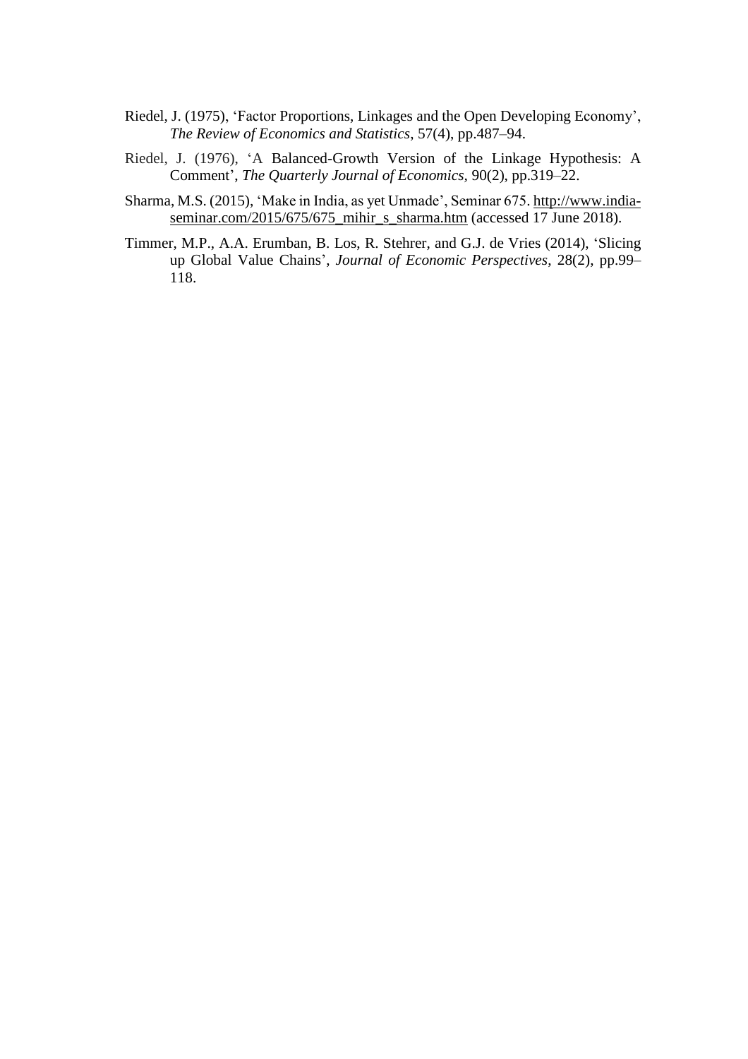Riedel, J. (1975), 'Factor Proportions, Linkages and the Open Developing Economy', *The Review of Economics and Statistics*, 57(4), pp.487–94.

Riedel, J. (1976), 'A Balanced-Growth Version of the Linkage Hypothesis: A Comment', *The Quarterly Journal of Economics*, 90(2), pp.319–22.

Sharma, M.S. (2015), 'Make in India, as yet Unmade', Seminar 675. http://www.india-seminar.com/2015/675/675_mihir_s_sharma.htm (accessed 17 June 2018).

Timmer, M.P., A.A. Erumban, B. Los, R. Stehrer, and G.J. de Vries (2014), 'Slicing up Global Value Chains', *Journal of Economic Perspectives*, 28(2), pp.99–118.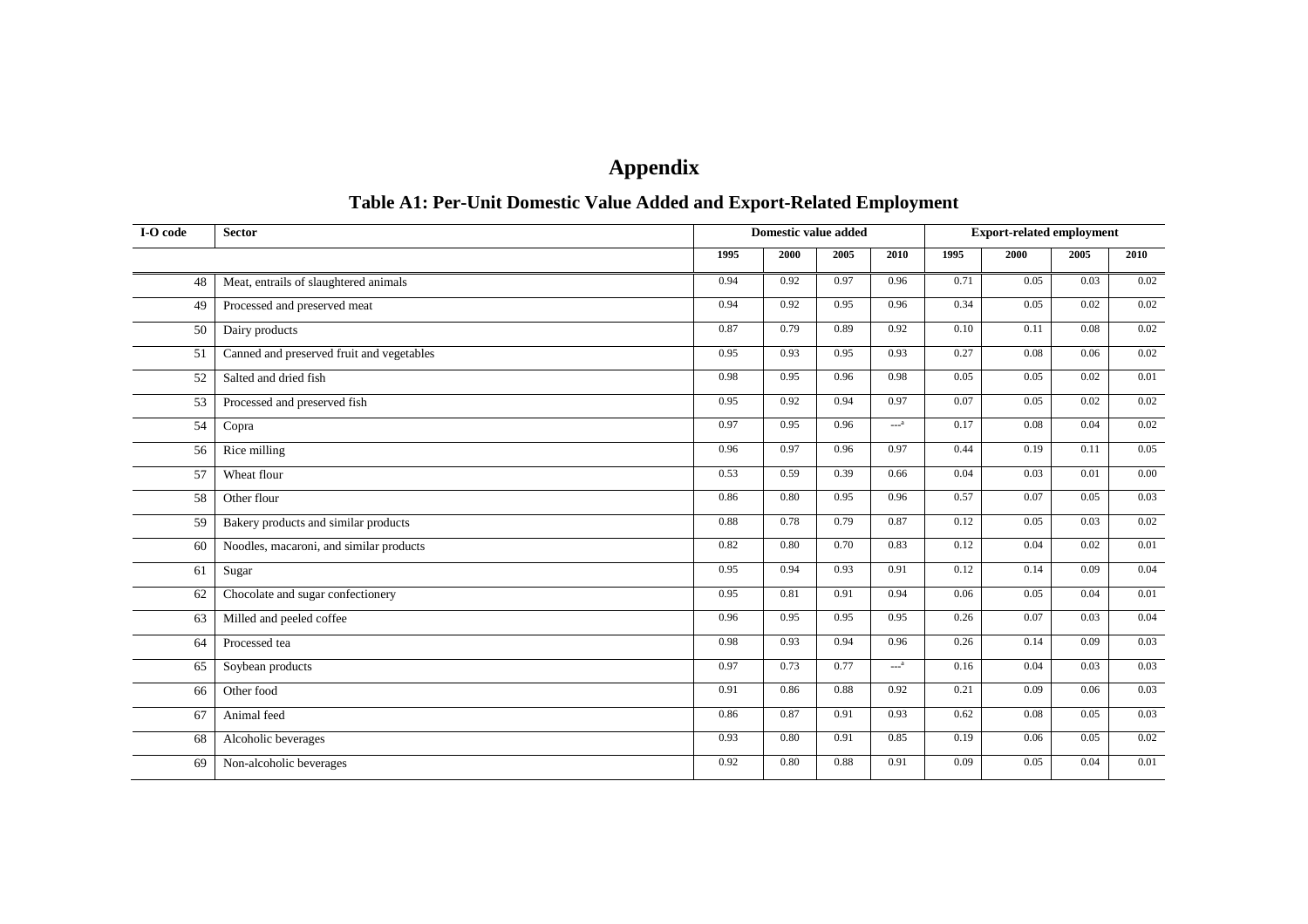# Appendix

## Table A1: Per-Unit Domestic Value Added and Export-Related Employment

| I-O code | Sector | Domestic value added | | | | Export-related employment | | | |
|---|---|---|---|---|---|---|---|---|---|
| | | 1995 | 2000 | 2005 | 2010 | 1995 | 2000 | 2005 | 2010 |
| 48 | Meat, entrails of slaughtered animals | 0.94 | 0.92 | 0.97 | 0.96 | 0.71 | 0.05 | 0.03 | 0.02 |
| 49 | Processed and preserved meat | 0.94 | 0.92 | 0.95 | 0.96 | 0.34 | 0.05 | 0.02 | 0.02 |
| 50 | Dairy products | 0.87 | 0.79 | 0.89 | 0.92 | 0.10 | 0.11 | 0.08 | 0.02 |
| 51 | Canned and preserved fruit and vegetables | 0.95 | 0.93 | 0.95 | 0.93 | 0.27 | 0.08 | 0.06 | 0.02 |
| 52 | Salted and dried fish | 0.98 | 0.95 | 0.96 | 0.98 | 0.05 | 0.05 | 0.02 | 0.01 |
| 53 | Processed and preserved fish | 0.95 | 0.92 | 0.94 | 0.97 | 0.07 | 0.05 | 0.02 | 0.02 |
| 54 | Copra | 0.97 | 0.95 | 0.96 | ---[a] | 0.17 | 0.08 | 0.04 | 0.02 |
| 56 | Rice milling | 0.96 | 0.97 | 0.96 | 0.97 | 0.44 | 0.19 | 0.11 | 0.05 |
| 57 | Wheat flour | 0.53 | 0.59 | 0.39 | 0.66 | 0.04 | 0.03 | 0.01 | 0.00 |
| 58 | Other flour | 0.86 | 0.80 | 0.95 | 0.96 | 0.57 | 0.07 | 0.05 | 0.03 |
| 59 | Bakery products and similar products | 0.88 | 0.78 | 0.79 | 0.87 | 0.12 | 0.05 | 0.03 | 0.02 |
| 60 | Noodles, macaroni, and similar products | 0.82 | 0.80 | 0.70 | 0.83 | 0.12 | 0.04 | 0.02 | 0.01 |
| 61 | Sugar | 0.95 | 0.94 | 0.93 | 0.91 | 0.12 | 0.14 | 0.09 | 0.04 |
| 62 | Chocolate and sugar confectionery | 0.95 | 0.81 | 0.91 | 0.94 | 0.06 | 0.05 | 0.04 | 0.01 |
| 63 | Milled and peeled coffee | 0.96 | 0.95 | 0.95 | 0.95 | 0.26 | 0.07 | 0.03 | 0.04 |
| 64 | Processed tea | 0.98 | 0.93 | 0.94 | 0.96 | 0.26 | 0.14 | 0.09 | 0.03 |
| 65 | Soybean products | 0.97 | 0.73 | 0.77 | ---[a] | 0.16 | 0.04 | 0.03 | 0.03 |
| 66 | Other food | 0.91 | 0.86 | 0.88 | 0.92 | 0.21 | 0.09 | 0.06 | 0.03 |
| 67 | Animal feed | 0.86 | 0.87 | 0.91 | 0.93 | 0.62 | 0.08 | 0.05 | 0.03 |
| 68 | Alcoholic beverages | 0.93 | 0.80 | 0.91 | 0.85 | 0.19 | 0.06 | 0.05 | 0.02 |
| 69 | Non-alcoholic beverages | 0.92 | 0.80 | 0.88 | 0.91 | 0.09 | 0.05 | 0.04 | 0.01 |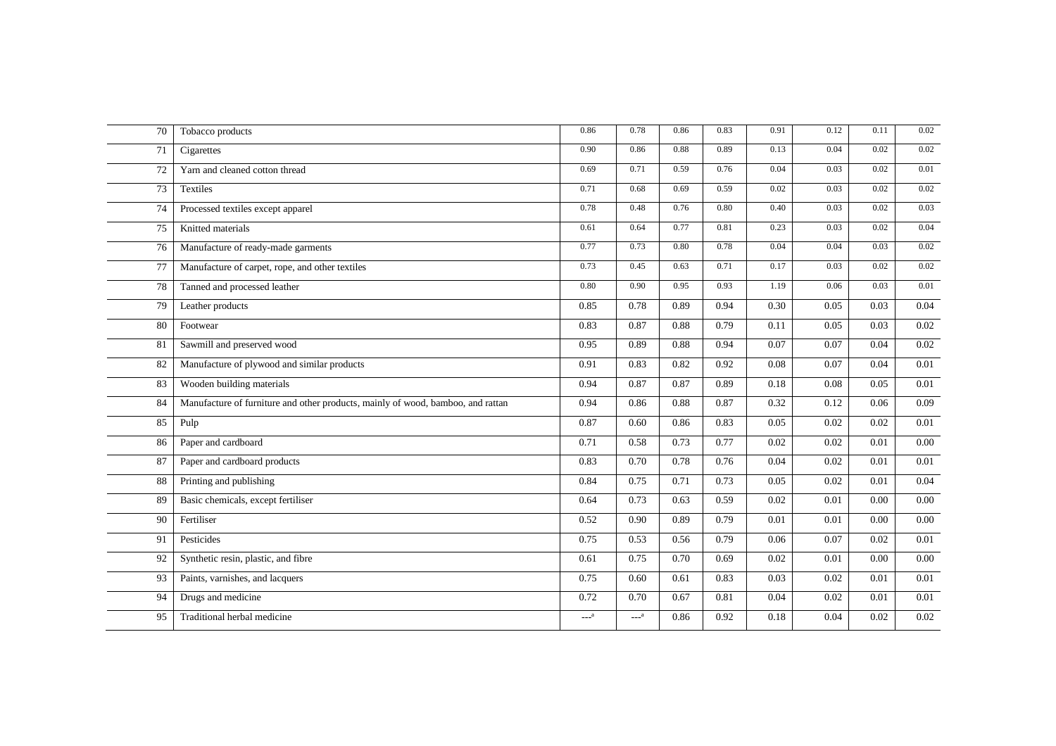| | | | | | | | | | |
|---|---|---|---|---|---|---|---|---|---|
| 70 | Tobacco products | 0.86 | 0.78 | 0.86 | 0.83 | 0.91 | 0.12 | 0.11 | 0.02 |
| 71 | Cigarettes | 0.90 | 0.86 | 0.88 | 0.89 | 0.13 | 0.04 | 0.02 | 0.02 |
| 72 | Yarn and cleaned cotton thread | 0.69 | 0.71 | 0.59 | 0.76 | 0.04 | 0.03 | 0.02 | 0.01 |
| 73 | Textiles | 0.71 | 0.68 | 0.69 | 0.59 | 0.02 | 0.03 | 0.02 | 0.02 |
| 74 | Processed textiles except apparel | 0.78 | 0.48 | 0.76 | 0.80 | 0.40 | 0.03 | 0.02 | 0.03 |
| 75 | Knitted materials | 0.61 | 0.64 | 0.77 | 0.81 | 0.23 | 0.03 | 0.02 | 0.04 |
| 76 | Manufacture of ready-made garments | 0.77 | 0.73 | 0.80 | 0.78 | 0.04 | 0.04 | 0.03 | 0.02 |
| 77 | Manufacture of carpet, rope, and other textiles | 0.73 | 0.45 | 0.63 | 0.71 | 0.17 | 0.03 | 0.02 | 0.02 |
| 78 | Tanned and processed leather | 0.80 | 0.90 | 0.95 | 0.93 | 1.19 | 0.06 | 0.03 | 0.01 |
| 79 | Leather products | 0.85 | 0.78 | 0.89 | 0.94 | 0.30 | 0.05 | 0.03 | 0.04 |
| 80 | Footwear | 0.83 | 0.87 | 0.88 | 0.79 | 0.11 | 0.05 | 0.03 | 0.02 |
| 81 | Sawmill and preserved wood | 0.95 | 0.89 | 0.88 | 0.94 | 0.07 | 0.07 | 0.04 | 0.02 |
| 82 | Manufacture of plywood and similar products | 0.91 | 0.83 | 0.82 | 0.92 | 0.08 | 0.07 | 0.04 | 0.01 |
| 83 | Wooden building materials | 0.94 | 0.87 | 0.87 | 0.89 | 0.18 | 0.08 | 0.05 | 0.01 |
| 84 | Manufacture of furniture and other products, mainly of wood, bamboo, and rattan | 0.94 | 0.86 | 0.88 | 0.87 | 0.32 | 0.12 | 0.06 | 0.09 |
| 85 | Pulp | 0.87 | 0.60 | 0.86 | 0.83 | 0.05 | 0.02 | 0.02 | 0.01 |
| 86 | Paper and cardboard | 0.71 | 0.58 | 0.73 | 0.77 | 0.02 | 0.02 | 0.01 | 0.00 |
| 87 | Paper and cardboard products | 0.83 | 0.70 | 0.78 | 0.76 | 0.04 | 0.02 | 0.01 | 0.01 |
| 88 | Printing and publishing | 0.84 | 0.75 | 0.71 | 0.73 | 0.05 | 0.02 | 0.01 | 0.04 |
| 89 | Basic chemicals, except fertiliser | 0.64 | 0.73 | 0.63 | 0.59 | 0.02 | 0.01 | 0.00 | 0.00 |
| 90 | Fertiliser | 0.52 | 0.90 | 0.89 | 0.79 | 0.01 | 0.01 | 0.00 | 0.00 |
| 91 | Pesticides | 0.75 | 0.53 | 0.56 | 0.79 | 0.06 | 0.07 | 0.02 | 0.01 |
| 92 | Synthetic resin, plastic, and fibre | 0.61 | 0.75 | 0.70 | 0.69 | 0.02 | 0.01 | 0.00 | 0.00 |
| 93 | Paints, varnishes, and lacquers | 0.75 | 0.60 | 0.61 | 0.83 | 0.03 | 0.02 | 0.01 | 0.01 |
| 94 | Drugs and medicine | 0.72 | 0.70 | 0.67 | 0.81 | 0.04 | 0.02 | 0.01 | 0.01 |
| 95 | Traditional herbal medicine | ---[a] | ---[a] | 0.86 | 0.92 | 0.18 | 0.04 | 0.02 | 0.02 |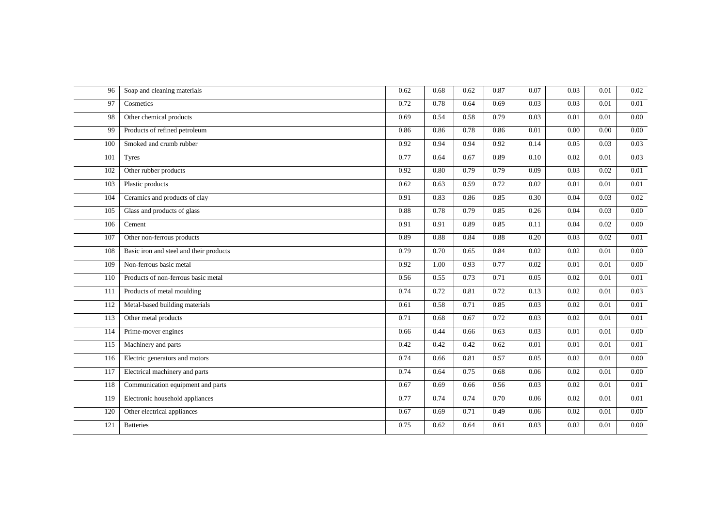| | | | | | | | | | |
|---|---|---|---|---|---|---|---|---|---|
| 96 | Soap and cleaning materials | 0.62 | 0.68 | 0.62 | 0.87 | 0.07 | 0.03 | 0.01 | 0.02 |
| 97 | Cosmetics | 0.72 | 0.78 | 0.64 | 0.69 | 0.03 | 0.03 | 0.01 | 0.01 |
| 98 | Other chemical products | 0.69 | 0.54 | 0.58 | 0.79 | 0.03 | 0.01 | 0.01 | 0.00 |
| 99 | Products of refined petroleum | 0.86 | 0.86 | 0.78 | 0.86 | 0.01 | 0.00 | 0.00 | 0.00 |
| 100 | Smoked and crumb rubber | 0.92 | 0.94 | 0.94 | 0.92 | 0.14 | 0.05 | 0.03 | 0.03 |
| 101 | Tyres | 0.77 | 0.64 | 0.67 | 0.89 | 0.10 | 0.02 | 0.01 | 0.03 |
| 102 | Other rubber products | 0.92 | 0.80 | 0.79 | 0.79 | 0.09 | 0.03 | 0.02 | 0.01 |
| 103 | Plastic products | 0.62 | 0.63 | 0.59 | 0.72 | 0.02 | 0.01 | 0.01 | 0.01 |
| 104 | Ceramics and products of clay | 0.91 | 0.83 | 0.86 | 0.85 | 0.30 | 0.04 | 0.03 | 0.02 |
| 105 | Glass and products of glass | 0.88 | 0.78 | 0.79 | 0.85 | 0.26 | 0.04 | 0.03 | 0.00 |
| 106 | Cement | 0.91 | 0.91 | 0.89 | 0.85 | 0.11 | 0.04 | 0.02 | 0.00 |
| 107 | Other non-ferrous products | 0.89 | 0.88 | 0.84 | 0.88 | 0.20 | 0.03 | 0.02 | 0.01 |
| 108 | Basic iron and steel and their products | 0.79 | 0.70 | 0.65 | 0.84 | 0.02 | 0.02 | 0.01 | 0.00 |
| 109 | Non-ferrous basic metal | 0.92 | 1.00 | 0.93 | 0.77 | 0.02 | 0.01 | 0.01 | 0.00 |
| 110 | Products of non-ferrous basic metal | 0.56 | 0.55 | 0.73 | 0.71 | 0.05 | 0.02 | 0.01 | 0.01 |
| 111 | Products of metal moulding | 0.74 | 0.72 | 0.81 | 0.72 | 0.13 | 0.02 | 0.01 | 0.03 |
| 112 | Metal-based building materials | 0.61 | 0.58 | 0.71 | 0.85 | 0.03 | 0.02 | 0.01 | 0.01 |
| 113 | Other metal products | 0.71 | 0.68 | 0.67 | 0.72 | 0.03 | 0.02 | 0.01 | 0.01 |
| 114 | Prime-mover engines | 0.66 | 0.44 | 0.66 | 0.63 | 0.03 | 0.01 | 0.01 | 0.00 |
| 115 | Machinery and parts | 0.42 | 0.42 | 0.42 | 0.62 | 0.01 | 0.01 | 0.01 | 0.01 |
| 116 | Electric generators and motors | 0.74 | 0.66 | 0.81 | 0.57 | 0.05 | 0.02 | 0.01 | 0.00 |
| 117 | Electrical machinery and parts | 0.74 | 0.64 | 0.75 | 0.68 | 0.06 | 0.02 | 0.01 | 0.00 |
| 118 | Communication equipment and parts | 0.67 | 0.69 | 0.66 | 0.56 | 0.03 | 0.02 | 0.01 | 0.01 |
| 119 | Electronic household appliances | 0.77 | 0.74 | 0.74 | 0.70 | 0.06 | 0.02 | 0.01 | 0.01 |
| 120 | Other electrical appliances | 0.67 | 0.69 | 0.71 | 0.49 | 0.06 | 0.02 | 0.01 | 0.00 |
| 121 | Batteries | 0.75 | 0.62 | 0.64 | 0.61 | 0.03 | 0.02 | 0.01 | 0.00 |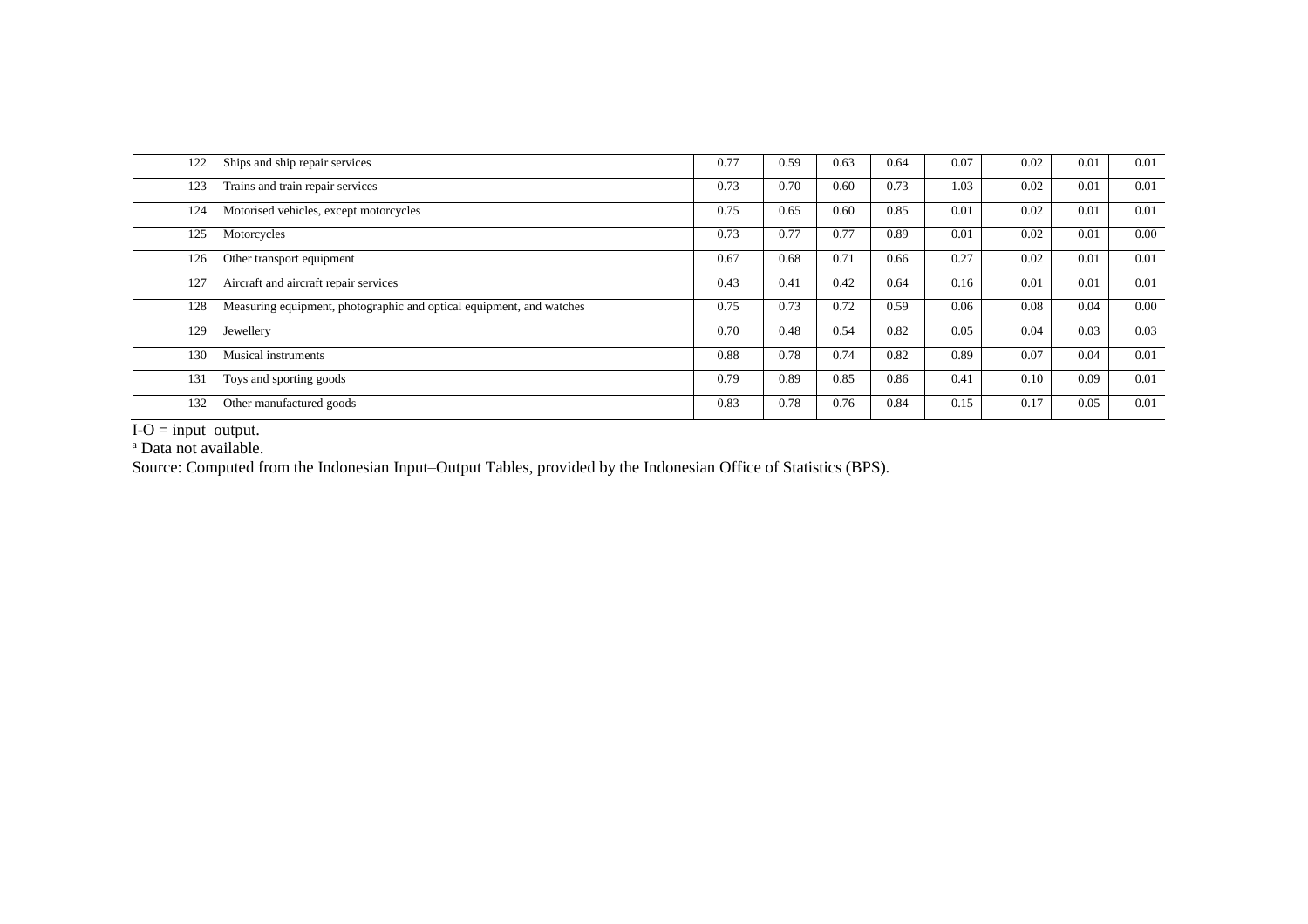| | | | | | | | | | |
|---|---|---|---|---|---|---|---|---|---|
| 122 | Ships and ship repair services | 0.77 | 0.59 | 0.63 | 0.64 | 0.07 | 0.02 | 0.01 | 0.01 |
| 123 | Trains and train repair services | 0.73 | 0.70 | 0.60 | 0.73 | 1.03 | 0.02 | 0.01 | 0.01 |
| 124 | Motorised vehicles, except motorcycles | 0.75 | 0.65 | 0.60 | 0.85 | 0.01 | 0.02 | 0.01 | 0.01 |
| 125 | Motorcycles | 0.73 | 0.77 | 0.77 | 0.89 | 0.01 | 0.02 | 0.01 | 0.00 |
| 126 | Other transport equipment | 0.67 | 0.68 | 0.71 | 0.66 | 0.27 | 0.02 | 0.01 | 0.01 |
| 127 | Aircraft and aircraft repair services | 0.43 | 0.41 | 0.42 | 0.64 | 0.16 | 0.01 | 0.01 | 0.01 |
| 128 | Measuring equipment, photographic and optical equipment, and watches | 0.75 | 0.73 | 0.72 | 0.59 | 0.06 | 0.08 | 0.04 | 0.00 |
| 129 | Jewellery | 0.70 | 0.48 | 0.54 | 0.82 | 0.05 | 0.04 | 0.03 | 0.03 |
| 130 | Musical instruments | 0.88 | 0.78 | 0.74 | 0.82 | 0.89 | 0.07 | 0.04 | 0.01 |
| 131 | Toys and sporting goods | 0.79 | 0.89 | 0.85 | 0.86 | 0.41 | 0.10 | 0.09 | 0.01 |
| 132 | Other manufactured goods | 0.83 | 0.78 | 0.76 | 0.84 | 0.15 | 0.17 | 0.05 | 0.01 |

I-O = input–output.

[a] Data not available.

Source: Computed from the Indonesian Input–Output Tables, provided by the Indonesian Office of Statistics (BPS).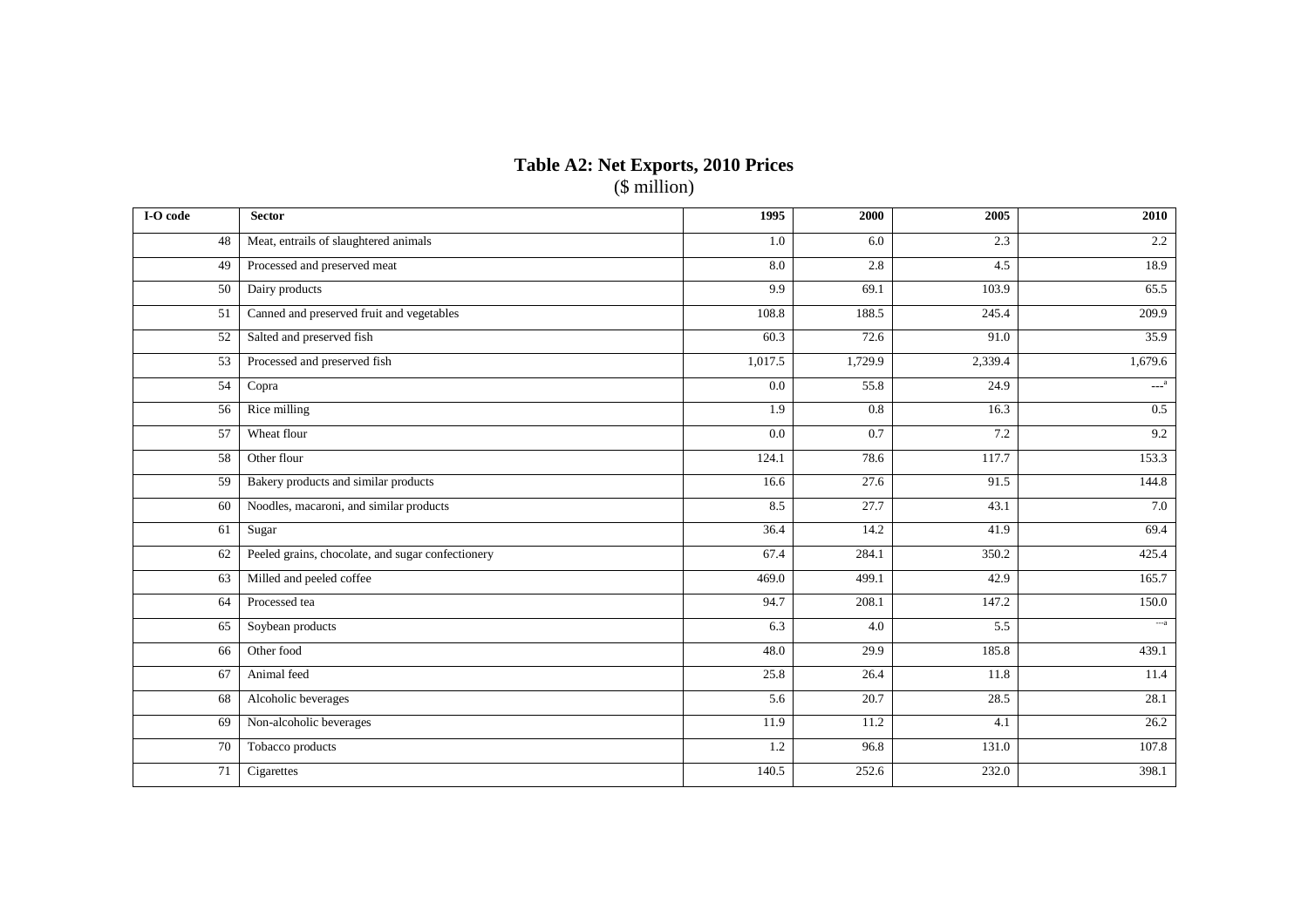# Table A2: Net Exports, 2010 Prices

($ million)

| I-O code | Sector | 1995 | 2000 | 2005 | 2010 |
|---|---|---|---|---|---|
| 48 | Meat, entrails of slaughtered animals | 1.0 | 6.0 | 2.3 | 2.2 |
| 49 | Processed and preserved meat | 8.0 | 2.8 | 4.5 | 18.9 |
| 50 | Dairy products | 9.9 | 69.1 | 103.9 | 65.5 |
| 51 | Canned and preserved fruit and vegetables | 108.8 | 188.5 | 245.4 | 209.9 |
| 52 | Salted and preserved fish | 60.3 | 72.6 | 91.0 | 35.9 |
| 53 | Processed and preserved fish | 1,017.5 | 1,729.9 | 2,339.4 | 1,679.6 |
| 54 | Copra | 0.0 | 55.8 | 24.9 | ---[a] |
| 56 | Rice milling | 1.9 | 0.8 | 16.3 | 0.5 |
| 57 | Wheat flour | 0.0 | 0.7 | 7.2 | 9.2 |
| 58 | Other flour | 124.1 | 78.6 | 117.7 | 153.3 |
| 59 | Bakery products and similar products | 16.6 | 27.6 | 91.5 | 144.8 |
| 60 | Noodles, macaroni, and similar products | 8.5 | 27.7 | 43.1 | 7.0 |
| 61 | Sugar | 36.4 | 14.2 | 41.9 | 69.4 |
| 62 | Peeled grains, chocolate, and sugar confectionery | 67.4 | 284.1 | 350.2 | 425.4 |
| 63 | Milled and peeled coffee | 469.0 | 499.1 | 42.9 | 165.7 |
| 64 | Processed tea | 94.7 | 208.1 | 147.2 | 150.0 |
| 65 | Soybean products | 6.3 | 4.0 | 5.5 | ---[a] |
| 66 | Other food | 48.0 | 29.9 | 185.8 | 439.1 |
| 67 | Animal feed | 25.8 | 26.4 | 11.8 | 11.4 |
| 68 | Alcoholic beverages | 5.6 | 20.7 | 28.5 | 28.1 |
| 69 | Non-alcoholic beverages | 11.9 | 11.2 | 4.1 | 26.2 |
| 70 | Tobacco products | 1.2 | 96.8 | 131.0 | 107.8 |
| 71 | Cigarettes | 140.5 | 252.6 | 232.0 | 398.1 |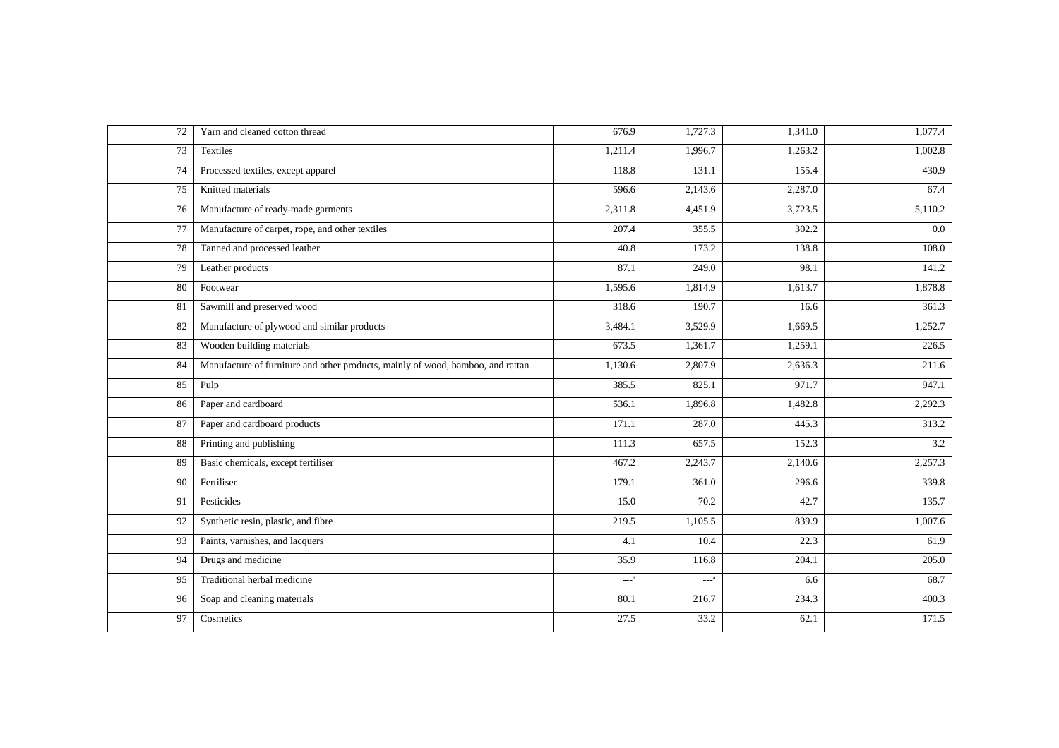| | | | | | |
|---|---|---|---|---|---|
| 72 | Yarn and cleaned cotton thread | 676.9 | 1,727.3 | 1,341.0 | 1,077.4 |
| 73 | Textiles | 1,211.4 | 1,996.7 | 1,263.2 | 1,002.8 |
| 74 | Processed textiles, except apparel | 118.8 | 131.1 | 155.4 | 430.9 |
| 75 | Knitted materials | 596.6 | 2,143.6 | 2,287.0 | 67.4 |
| 76 | Manufacture of ready-made garments | 2,311.8 | 4,451.9 | 3,723.5 | 5,110.2 |
| 77 | Manufacture of carpet, rope, and other textiles | 207.4 | 355.5 | 302.2 | 0.0 |
| 78 | Tanned and processed leather | 40.8 | 173.2 | 138.8 | 108.0 |
| 79 | Leather products | 87.1 | 249.0 | 98.1 | 141.2 |
| 80 | Footwear | 1,595.6 | 1,814.9 | 1,613.7 | 1,878.8 |
| 81 | Sawmill and preserved wood | 318.6 | 190.7 | 16.6 | 361.3 |
| 82 | Manufacture of plywood and similar products | 3,484.1 | 3,529.9 | 1,669.5 | 1,252.7 |
| 83 | Wooden building materials | 673.5 | 1,361.7 | 1,259.1 | 226.5 |
| 84 | Manufacture of furniture and other products, mainly of wood, bamboo, and rattan | 1,130.6 | 2,807.9 | 2,636.3 | 211.6 |
| 85 | Pulp | 385.5 | 825.1 | 971.7 | 947.1 |
| 86 | Paper and cardboard | 536.1 | 1,896.8 | 1,482.8 | 2,292.3 |
| 87 | Paper and cardboard products | 171.1 | 287.0 | 445.3 | 313.2 |
| 88 | Printing and publishing | 111.3 | 657.5 | 152.3 | 3.2 |
| 89 | Basic chemicals, except fertiliser | 467.2 | 2,243.7 | 2,140.6 | 2,257.3 |
| 90 | Fertiliser | 179.1 | 361.0 | 296.6 | 339.8 |
| 91 | Pesticides | 15.0 | 70.2 | 42.7 | 135.7 |
| 92 | Synthetic resin, plastic, and fibre | 219.5 | 1,105.5 | 839.9 | 1,007.6 |
| 93 | Paints, varnishes, and lacquers | 4.1 | 10.4 | 22.3 | 61.9 |
| 94 | Drugs and medicine | 35.9 | 116.8 | 204.1 | 205.0 |
| 95 | Traditional herbal medicine | ---[a] | ---[a] | 6.6 | 68.7 |
| 96 | Soap and cleaning materials | 80.1 | 216.7 | 234.3 | 400.3 |
| 97 | Cosmetics | 27.5 | 33.2 | 62.1 | 171.5 |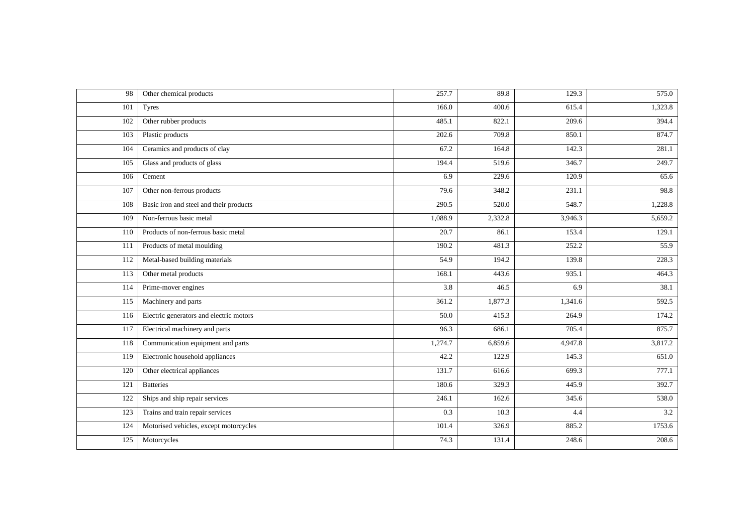| | | | | | |
|---|---|---|---|---|---|
| 98 | Other chemical products | 257.7 | 89.8 | 129.3 | 575.0 |
| 101 | Tyres | 166.0 | 400.6 | 615.4 | 1,323.8 |
| 102 | Other rubber products | 485.1 | 822.1 | 209.6 | 394.4 |
| 103 | Plastic products | 202.6 | 709.8 | 850.1 | 874.7 |
| 104 | Ceramics and products of clay | 67.2 | 164.8 | 142.3 | 281.1 |
| 105 | Glass and products of glass | 194.4 | 519.6 | 346.7 | 249.7 |
| 106 | Cement | 6.9 | 229.6 | 120.9 | 65.6 |
| 107 | Other non-ferrous products | 79.6 | 348.2 | 231.1 | 98.8 |
| 108 | Basic iron and steel and their products | 290.5 | 520.0 | 548.7 | 1,228.8 |
| 109 | Non-ferrous basic metal | 1,088.9 | 2,332.8 | 3,946.3 | 5,659.2 |
| 110 | Products of non-ferrous basic metal | 20.7 | 86.1 | 153.4 | 129.1 |
| 111 | Products of metal moulding | 190.2 | 481.3 | 252.2 | 55.9 |
| 112 | Metal-based building materials | 54.9 | 194.2 | 139.8 | 228.3 |
| 113 | Other metal products | 168.1 | 443.6 | 935.1 | 464.3 |
| 114 | Prime-mover engines | 3.8 | 46.5 | 6.9 | 38.1 |
| 115 | Machinery and parts | 361.2 | 1,877.3 | 1,341.6 | 592.5 |
| 116 | Electric generators and electric motors | 50.0 | 415.3 | 264.9 | 174.2 |
| 117 | Electrical machinery and parts | 96.3 | 686.1 | 705.4 | 875.7 |
| 118 | Communication equipment and parts | 1,274.7 | 6,859.6 | 4,947.8 | 3,817.2 |
| 119 | Electronic household appliances | 42.2 | 122.9 | 145.3 | 651.0 |
| 120 | Other electrical appliances | 131.7 | 616.6 | 699.3 | 777.1 |
| 121 | Batteries | 180.6 | 329.3 | 445.9 | 392.7 |
| 122 | Ships and ship repair services | 246.1 | 162.6 | 345.6 | 538.0 |
| 123 | Trains and train repair services | 0.3 | 10.3 | 4.4 | 3.2 |
| 124 | Motorised vehicles, except motorcycles | 101.4 | 326.9 | 885.2 | 1753.6 |
| 125 | Motorcycles | 74.3 | 131.4 | 248.6 | 208.6 |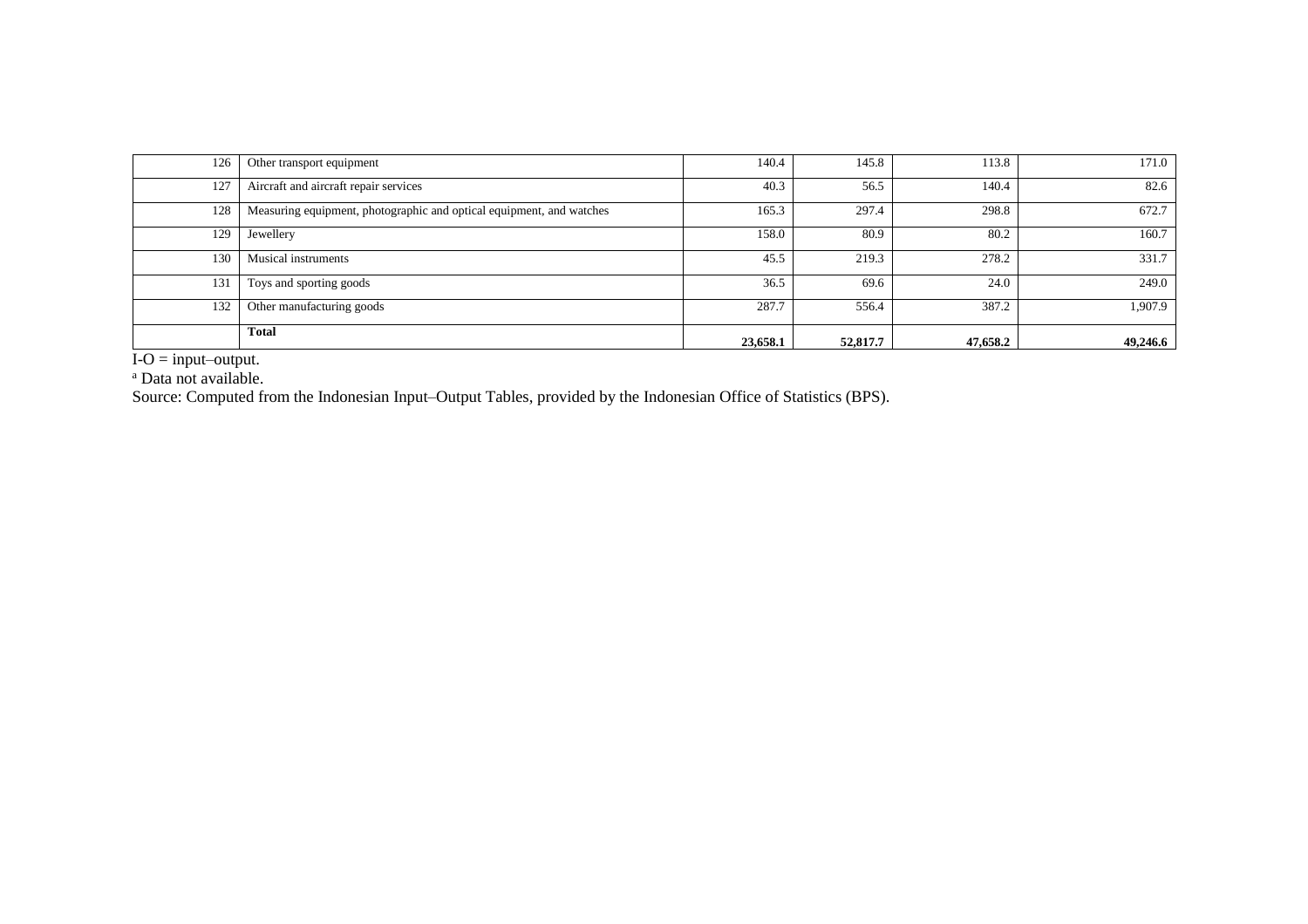| | | | | | |
|---|---|---|---|---|---|
| 126 | Other transport equipment | 140.4 | 145.8 | 113.8 | 171.0 |
| 127 | Aircraft and aircraft repair services | 40.3 | 56.5 | 140.4 | 82.6 |
| 128 | Measuring equipment, photographic and optical equipment, and watches | 165.3 | 297.4 | 298.8 | 672.7 |
| 129 | Jewellery | 158.0 | 80.9 | 80.2 | 160.7 |
| 130 | Musical instruments | 45.5 | 219.3 | 278.2 | 331.7 |
| 131 | Toys and sporting goods | 36.5 | 69.6 | 24.0 | 249.0 |
| 132 | Other manufacturing goods | 287.7 | 556.4 | 387.2 | 1,907.9 |
| | **Total** | **23,658.1** | **52,817.7** | **47,658.2** | **49,246.6** |

I-O = input–output.

[a] Data not available.

Source: Computed from the Indonesian Input–Output Tables, provided by the Indonesian Office of Statistics (BPS).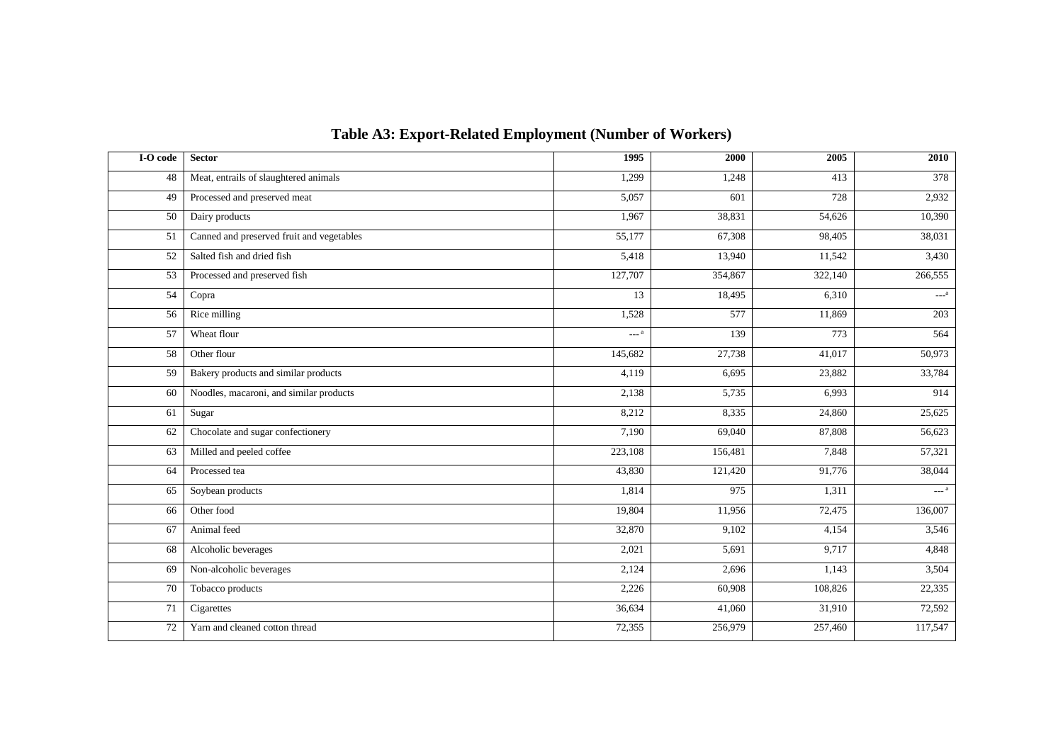# Table A3: Export-Related Employment (Number of Workers)

| I-O code | Sector | 1995 | 2000 | 2005 | 2010 |
|---|---|---|---|---|---|
| 48 | Meat, entrails of slaughtered animals | 1,299 | 1,248 | 413 | 378 |
| 49 | Processed and preserved meat | 5,057 | 601 | 728 | 2,932 |
| 50 | Dairy products | 1,967 | 38,831 | 54,626 | 10,390 |
| 51 | Canned and preserved fruit and vegetables | 55,177 | 67,308 | 98,405 | 38,031 |
| 52 | Salted fish and dried fish | 5,418 | 13,940 | 11,542 | 3,430 |
| 53 | Processed and preserved fish | 127,707 | 354,867 | 322,140 | 266,555 |
| 54 | Copra | 13 | 18,495 | 6,310 | ---[a] |
| 56 | Rice milling | 1,528 | 577 | 11,869 | 203 |
| 57 | Wheat flour | ---[a] | 139 | 773 | 564 |
| 58 | Other flour | 145,682 | 27,738 | 41,017 | 50,973 |
| 59 | Bakery products and similar products | 4,119 | 6,695 | 23,882 | 33,784 |
| 60 | Noodles, macaroni, and similar products | 2,138 | 5,735 | 6,993 | 914 |
| 61 | Sugar | 8,212 | 8,335 | 24,860 | 25,625 |
| 62 | Chocolate and sugar confectionery | 7,190 | 69,040 | 87,808 | 56,623 |
| 63 | Milled and peeled coffee | 223,108 | 156,481 | 7,848 | 57,321 |
| 64 | Processed tea | 43,830 | 121,420 | 91,776 | 38,044 |
| 65 | Soybean products | 1,814 | 975 | 1,311 | ---[a] |
| 66 | Other food | 19,804 | 11,956 | 72,475 | 136,007 |
| 67 | Animal feed | 32,870 | 9,102 | 4,154 | 3,546 |
| 68 | Alcoholic beverages | 2,021 | 5,691 | 9,717 | 4,848 |
| 69 | Non-alcoholic beverages | 2,124 | 2,696 | 1,143 | 3,504 |
| 70 | Tobacco products | 2,226 | 60,908 | 108,826 | 22,335 |
| 71 | Cigarettes | 36,634 | 41,060 | 31,910 | 72,592 |
| 72 | Yarn and cleaned cotton thread | 72,355 | 256,979 | 257,460 | 117,547 |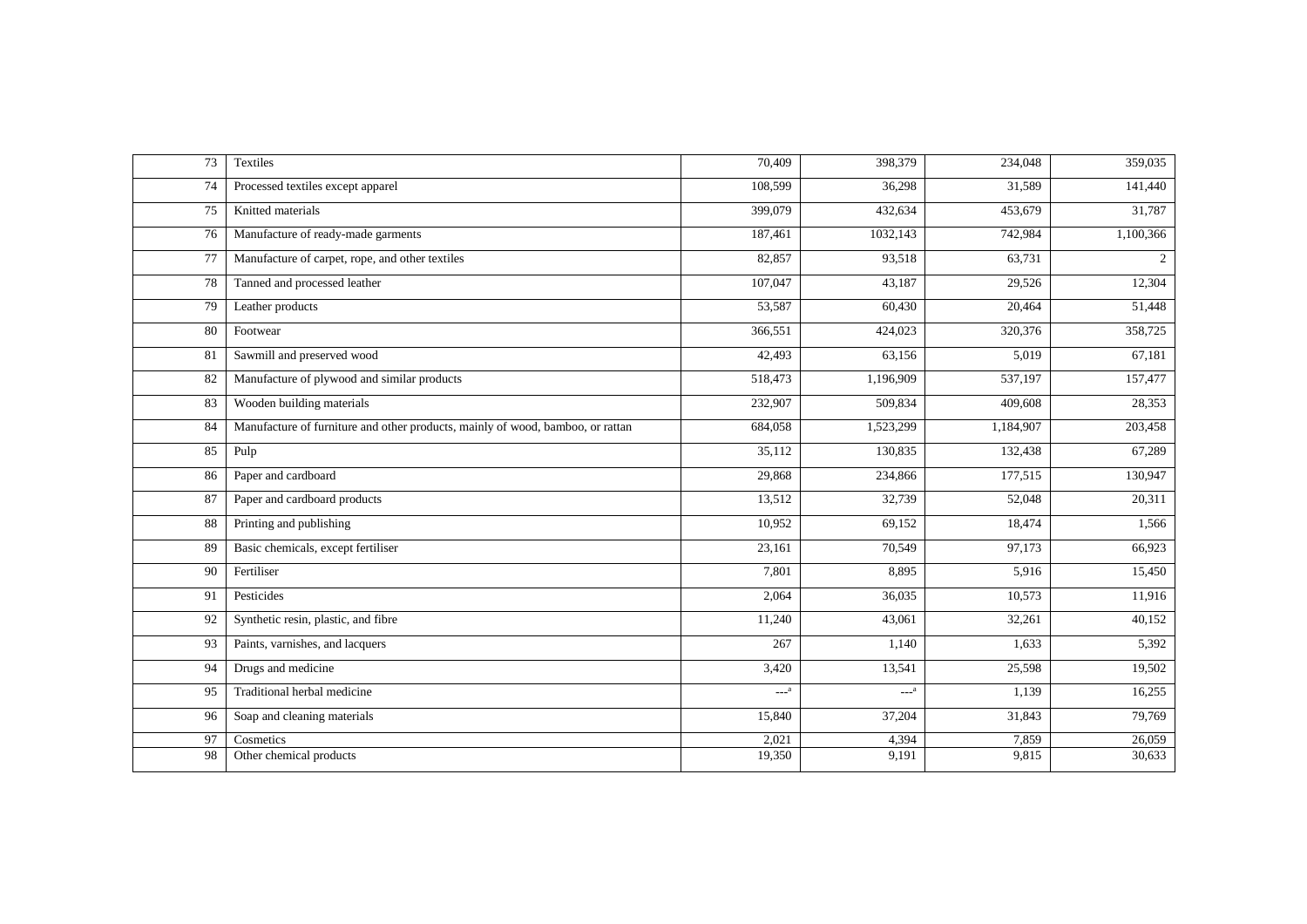| 73 | Textiles | 70,409 | 398,379 | 234,048 | 359,035 |
|---|---|---|---|---|---|
| 74 | Processed textiles except apparel | 108,599 | 36,298 | 31,589 | 141,440 |
| 75 | Knitted materials | 399,079 | 432,634 | 453,679 | 31,787 |
| 76 | Manufacture of ready-made garments | 187,461 | 1032,143 | 742,984 | 1,100,366 |
| 77 | Manufacture of carpet, rope, and other textiles | 82,857 | 93,518 | 63,731 | 2 |
| 78 | Tanned and processed leather | 107,047 | 43,187 | 29,526 | 12,304 |
| 79 | Leather products | 53,587 | 60,430 | 20,464 | 51,448 |
| 80 | Footwear | 366,551 | 424,023 | 320,376 | 358,725 |
| 81 | Sawmill and preserved wood | 42,493 | 63,156 | 5,019 | 67,181 |
| 82 | Manufacture of plywood and similar products | 518,473 | 1,196,909 | 537,197 | 157,477 |
| 83 | Wooden building materials | 232,907 | 509,834 | 409,608 | 28,353 |
| 84 | Manufacture of furniture and other products, mainly of wood, bamboo, or rattan | 684,058 | 1,523,299 | 1,184,907 | 203,458 |
| 85 | Pulp | 35,112 | 130,835 | 132,438 | 67,289 |
| 86 | Paper and cardboard | 29,868 | 234,866 | 177,515 | 130,947 |
| 87 | Paper and cardboard products | 13,512 | 32,739 | 52,048 | 20,311 |
| 88 | Printing and publishing | 10,952 | 69,152 | 18,474 | 1,566 |
| 89 | Basic chemicals, except fertiliser | 23,161 | 70,549 | 97,173 | 66,923 |
| 90 | Fertiliser | 7,801 | 8,895 | 5,916 | 15,450 |
| 91 | Pesticides | 2,064 | 36,035 | 10,573 | 11,916 |
| 92 | Synthetic resin, plastic, and fibre | 11,240 | 43,061 | 32,261 | 40,152 |
| 93 | Paints, varnishes, and lacquers | 267 | 1,140 | 1,633 | 5,392 |
| 94 | Drugs and medicine | 3,420 | 13,541 | 25,598 | 19,502 |
| 95 | Traditional herbal medicine | ---[a] | ---[a] | 1,139 | 16,255 |
| 96 | Soap and cleaning materials | 15,840 | 37,204 | 31,843 | 79,769 |
| 97 | Cosmetics | 2,021 | 4,394 | 7,859 | 26,059 |
| 98 | Other chemical products | 19,350 | 9,191 | 9,815 | 30,633 |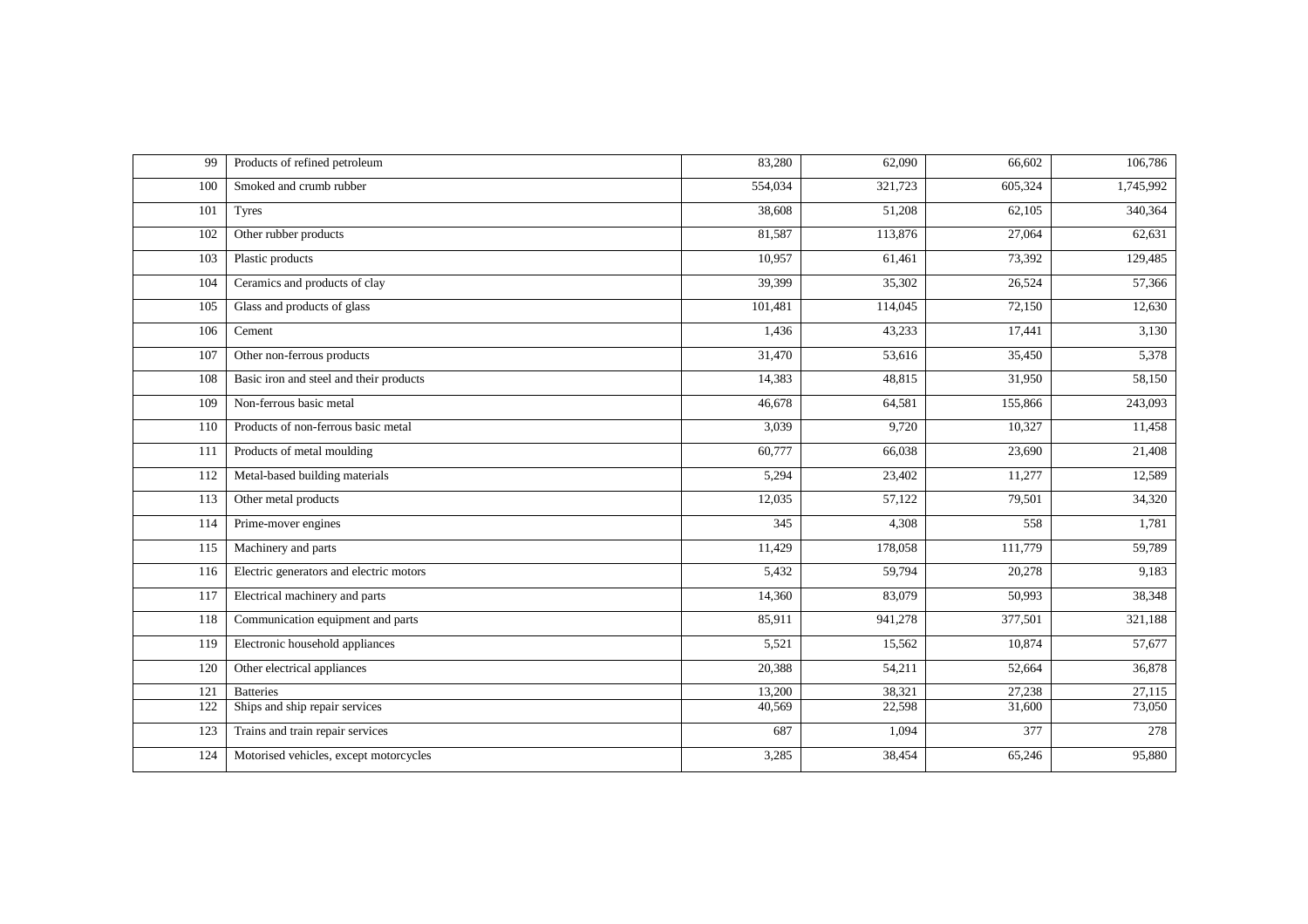| | | | | | |
|---|---|---|---|---|---|
| 99 | Products of refined petroleum | 83,280 | 62,090 | 66,602 | 106,786 |
| 100 | Smoked and crumb rubber | 554,034 | 321,723 | 605,324 | 1,745,992 |
| 101 | Tyres | 38,608 | 51,208 | 62,105 | 340,364 |
| 102 | Other rubber products | 81,587 | 113,876 | 27,064 | 62,631 |
| 103 | Plastic products | 10,957 | 61,461 | 73,392 | 129,485 |
| 104 | Ceramics and products of clay | 39,399 | 35,302 | 26,524 | 57,366 |
| 105 | Glass and products of glass | 101,481 | 114,045 | 72,150 | 12,630 |
| 106 | Cement | 1,436 | 43,233 | 17,441 | 3,130 |
| 107 | Other non-ferrous products | 31,470 | 53,616 | 35,450 | 5,378 |
| 108 | Basic iron and steel and their products | 14,383 | 48,815 | 31,950 | 58,150 |
| 109 | Non-ferrous basic metal | 46,678 | 64,581 | 155,866 | 243,093 |
| 110 | Products of non-ferrous basic metal | 3,039 | 9,720 | 10,327 | 11,458 |
| 111 | Products of metal moulding | 60,777 | 66,038 | 23,690 | 21,408 |
| 112 | Metal-based building materials | 5,294 | 23,402 | 11,277 | 12,589 |
| 113 | Other metal products | 12,035 | 57,122 | 79,501 | 34,320 |
| 114 | Prime-mover engines | 345 | 4,308 | 558 | 1,781 |
| 115 | Machinery and parts | 11,429 | 178,058 | 111,779 | 59,789 |
| 116 | Electric generators and electric motors | 5,432 | 59,794 | 20,278 | 9,183 |
| 117 | Electrical machinery and parts | 14,360 | 83,079 | 50,993 | 38,348 |
| 118 | Communication equipment and parts | 85,911 | 941,278 | 377,501 | 321,188 |
| 119 | Electronic household appliances | 5,521 | 15,562 | 10,874 | 57,677 |
| 120 | Other electrical appliances | 20,388 | 54,211 | 52,664 | 36,878 |
| 121 | Batteries | 13,200 | 38,321 | 27,238 | 27,115 |
| 122 | Ships and ship repair services | 40,569 | 22,598 | 31,600 | 73,050 |
| 123 | Trains and train repair services | 687 | 1,094 | 377 | 278 |
| 124 | Motorised vehicles, except motorcycles | 3,285 | 38,454 | 65,246 | 95,880 |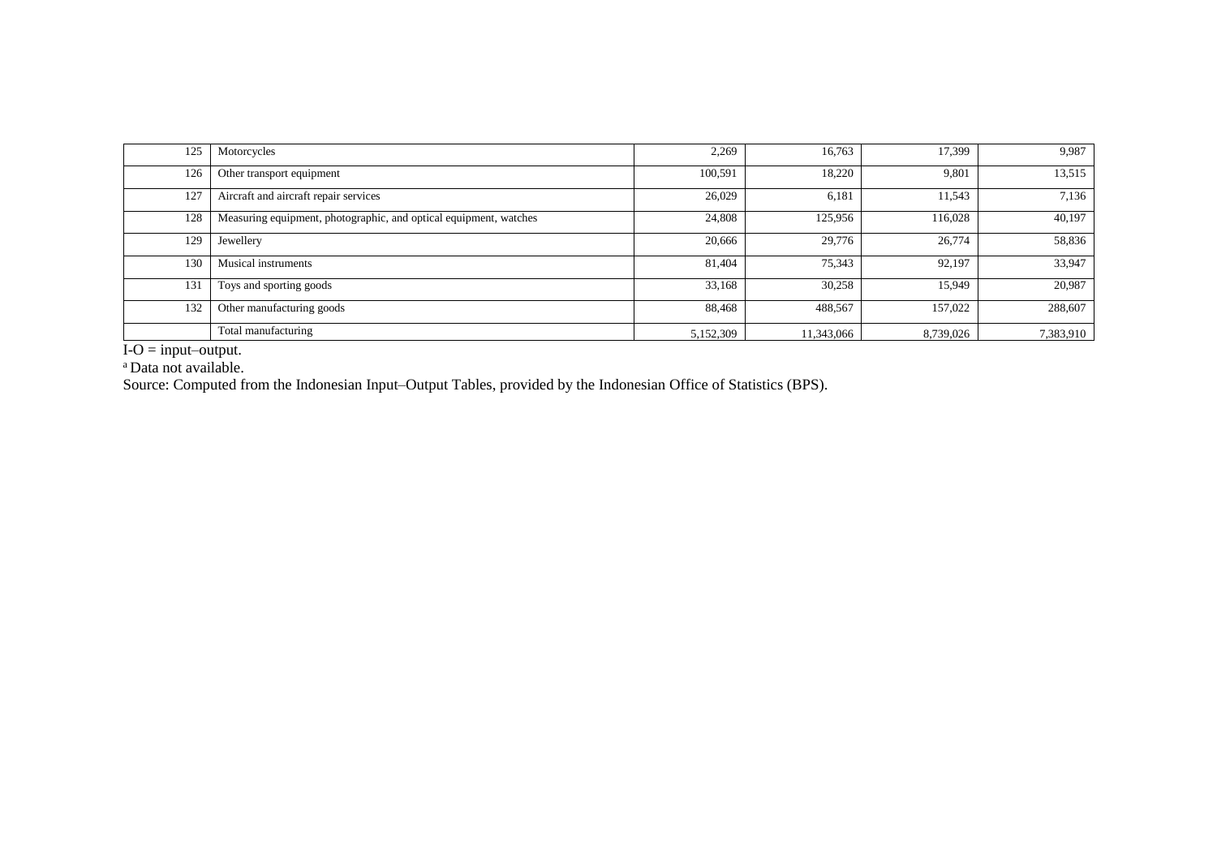| | | | | | |
|---|---|---|---|---|---|
| 125 | Motorcycles | 2,269 | 16,763 | 17,399 | 9,987 |
| 126 | Other transport equipment | 100,591 | 18,220 | 9,801 | 13,515 |
| 127 | Aircraft and aircraft repair services | 26,029 | 6,181 | 11,543 | 7,136 |
| 128 | Measuring equipment, photographic, and optical equipment, watches | 24,808 | 125,956 | 116,028 | 40,197 |
| 129 | Jewellery | 20,666 | 29,776 | 26,774 | 58,836 |
| 130 | Musical instruments | 81,404 | 75,343 | 92,197 | 33,947 |
| 131 | Toys and sporting goods | 33,168 | 30,258 | 15,949 | 20,987 |
| 132 | Other manufacturing goods | 88,468 | 488,567 | 157,022 | 288,607 |
| | Total manufacturing | 5,152,309 | 11,343,066 | 8,739,026 | 7,383,910 |

I-O = input–output.

[a] Data not available.

Source: Computed from the Indonesian Input–Output Tables, provided by the Indonesian Office of Statistics (BPS).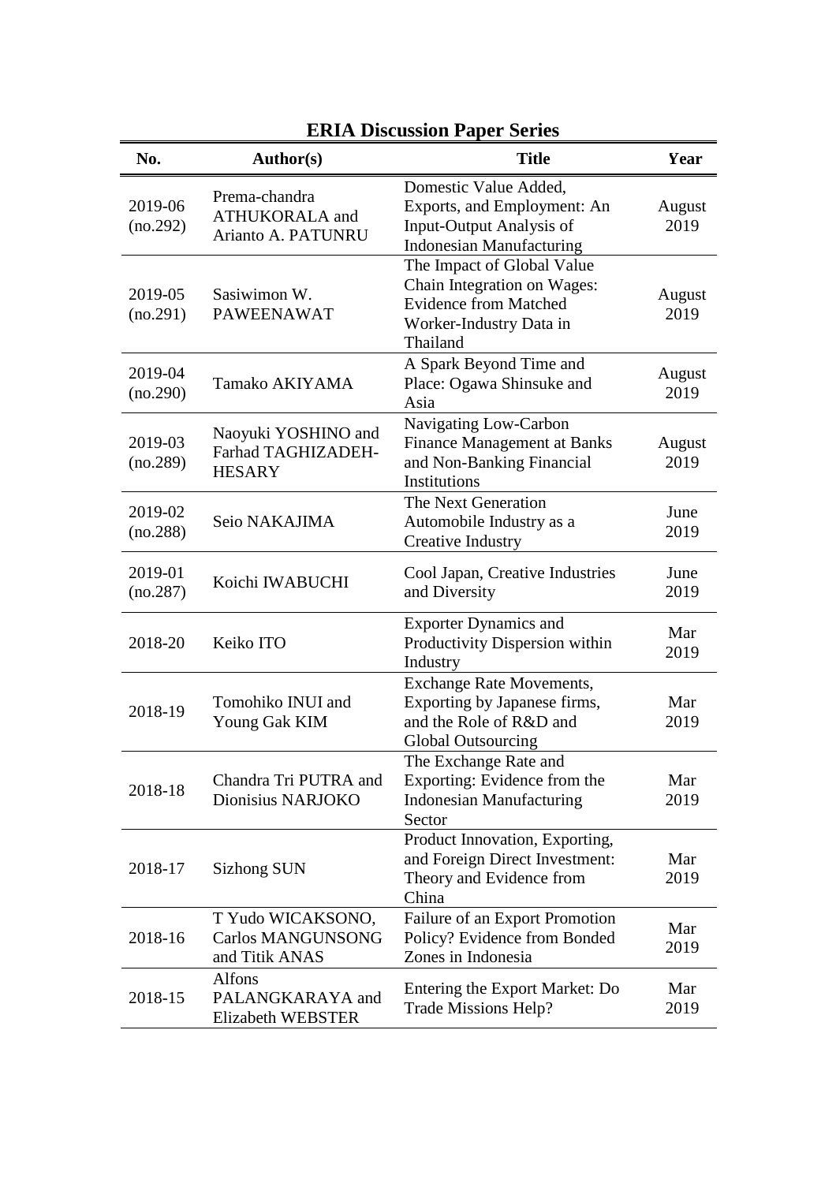## ERIA Discussion Paper Series

| No. | Author(s) | Title | Year |
|---|---|---|---|
| 2019-06 (no.292) | Prema-chandra ATHUKORALA and Arianto A. PATUNRU | Domestic Value Added, Exports, and Employment: An Input-Output Analysis of Indonesian Manufacturing | August 2019 |
| 2019-05 (no.291) | Sasiwimon W. PAWEENAWAT | The Impact of Global Value Chain Integration on Wages: Evidence from Matched Worker-Industry Data in Thailand | August 2019 |
| 2019-04 (no.290) | Tamako AKIYAMA | A Spark Beyond Time and Place: Ogawa Shinsuke and Asia | August 2019 |
| 2019-03 (no.289) | Naoyuki YOSHINO and Farhad TAGHIZADEH-HESARY | Navigating Low-Carbon Finance Management at Banks and Non-Banking Financial Institutions | August 2019 |
| 2019-02 (no.288) | Seio NAKAJIMA | The Next Generation Automobile Industry as a Creative Industry | June 2019 |
| 2019-01 (no.287) | Koichi IWABUCHI | Cool Japan, Creative Industries and Diversity | June 2019 |
| 2018-20 | Keiko ITO | Exporter Dynamics and Productivity Dispersion within Industry | Mar 2019 |
| 2018-19 | Tomohiko INUI and Young Gak KIM | Exchange Rate Movements, Exporting by Japanese firms, and the Role of R&D and Global Outsourcing | Mar 2019 |
| 2018-18 | Chandra Tri PUTRA and Dionisius NARJOKO | The Exchange Rate and Exporting: Evidence from the Indonesian Manufacturing Sector | Mar 2019 |
| 2018-17 | Sizhong SUN | Product Innovation, Exporting, and Foreign Direct Investment: Theory and Evidence from China | Mar 2019 |
| 2018-16 | T Yudo WICAKSONO, Carlos MANGUNSONG and Titik ANAS | Failure of an Export Promotion Policy? Evidence from Bonded Zones in Indonesia | Mar 2019 |
| 2018-15 | Alfons PALANGKARAYA and Elizabeth WEBSTER | Entering the Export Market: Do Trade Missions Help? | Mar 2019 |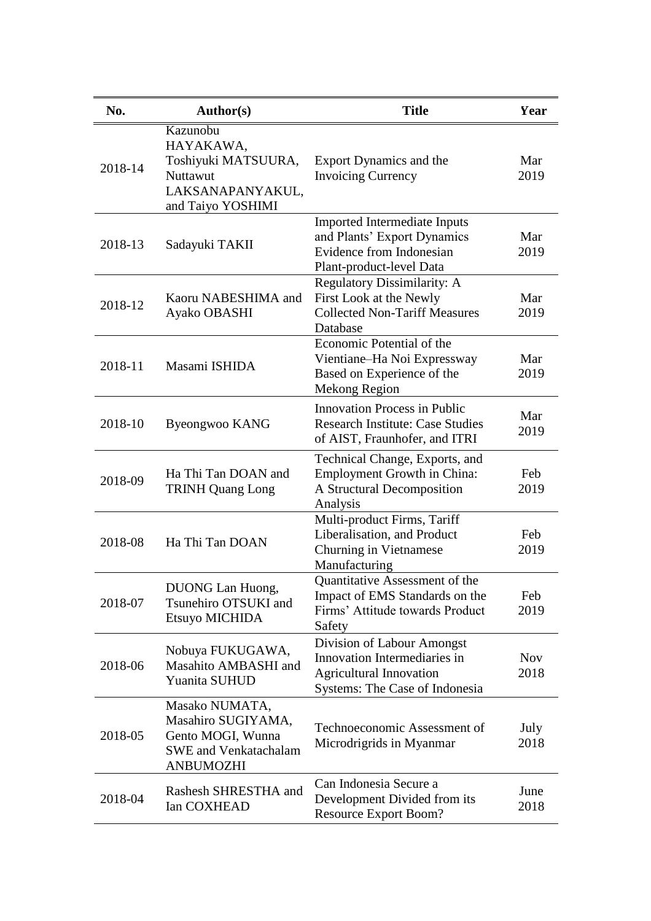| No. | Author(s) | Title | Year |
|---|---|---|---|
| 2018-14 | Kazunobu HAYAKAWA, Toshiyuki MATSUURA, Nuttawut LAKSANAPANYAKUL, and Taiyo YOSHIMI | Export Dynamics and the Invoicing Currency | Mar 2019 |
| 2018-13 | Sadayuki TAKII | Imported Intermediate Inputs and Plants' Export Dynamics Evidence from Indonesian Plant-product-level Data | Mar 2019 |
| 2018-12 | Kaoru NABESHIMA and Ayako OBASHI | Regulatory Dissimilarity: A First Look at the Newly Collected Non-Tariff Measures Database | Mar 2019 |
| 2018-11 | Masami ISHIDA | Economic Potential of the Vientiane–Ha Noi Expressway Based on Experience of the Mekong Region | Mar 2019 |
| 2018-10 | Byeongwoo KANG | Innovation Process in Public Research Institute: Case Studies of AIST, Fraunhofer, and ITRI | Mar 2019 |
| 2018-09 | Ha Thi Tan DOAN and TRINH Quang Long | Technical Change, Exports, and Employment Growth in China: A Structural Decomposition Analysis | Feb 2019 |
| 2018-08 | Ha Thi Tan DOAN | Multi-product Firms, Tariff Liberalisation, and Product Churning in Vietnamese Manufacturing | Feb 2019 |
| 2018-07 | DUONG Lan Huong, Tsunehiro OTSUKI and Etsuyo MICHIDA | Quantitative Assessment of the Impact of EMS Standards on the Firms' Attitude towards Product Safety | Feb 2019 |
| 2018-06 | Nobuya FUKUGAWA, Masahito AMBASHI and Yuanita SUHUD | Division of Labour Amongst Innovation Intermediaries in Agricultural Innovation Systems: The Case of Indonesia | Nov 2018 |
| 2018-05 | Masako NUMATA, Masahiro SUGIYAMA, Gento MOGI, Wunna SWE and Venkatachalam ANBUMOZHI | Technoeconomic Assessment of Microdrigrids in Myanmar | July 2018 |
| 2018-04 | Rashesh SHRESTHA and Ian COXHEAD | Can Indonesia Secure a Development Divided from its Resource Export Boom? | June 2018 |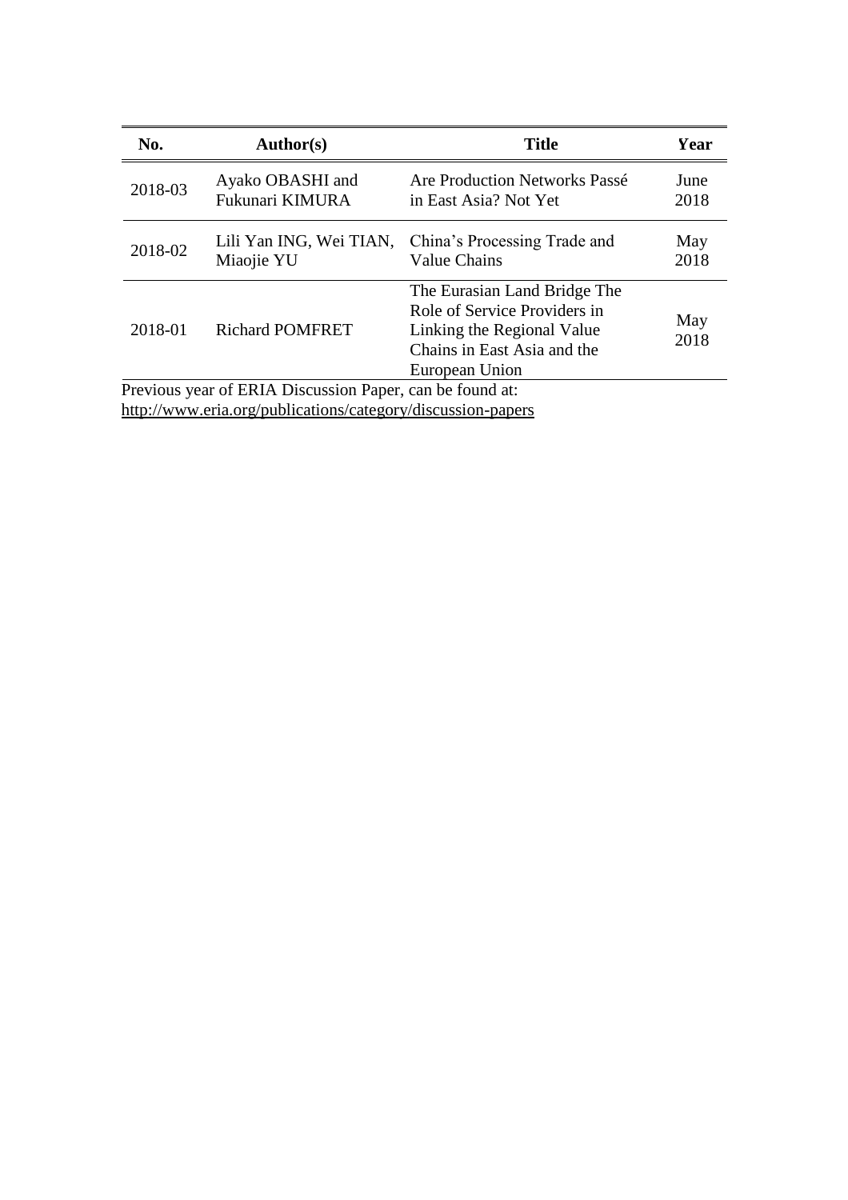| No. | Author(s) | Title | Year |
|---|---|---|---|
| 2018-03 | Ayako OBASHI and Fukunari KIMURA | Are Production Networks Passé in East Asia? Not Yet | June 2018 |
| 2018-02 | Lili Yan ING, Wei TIAN, Miaojie YU | China's Processing Trade and Value Chains | May 2018 |
| 2018-01 | Richard POMFRET | The Eurasian Land Bridge The Role of Service Providers in Linking the Regional Value Chains in East Asia and the European Union | May 2018 |

Previous year of ERIA Discussion Paper, can be found at:
http://www.eria.org/publications/category/discussion-papers